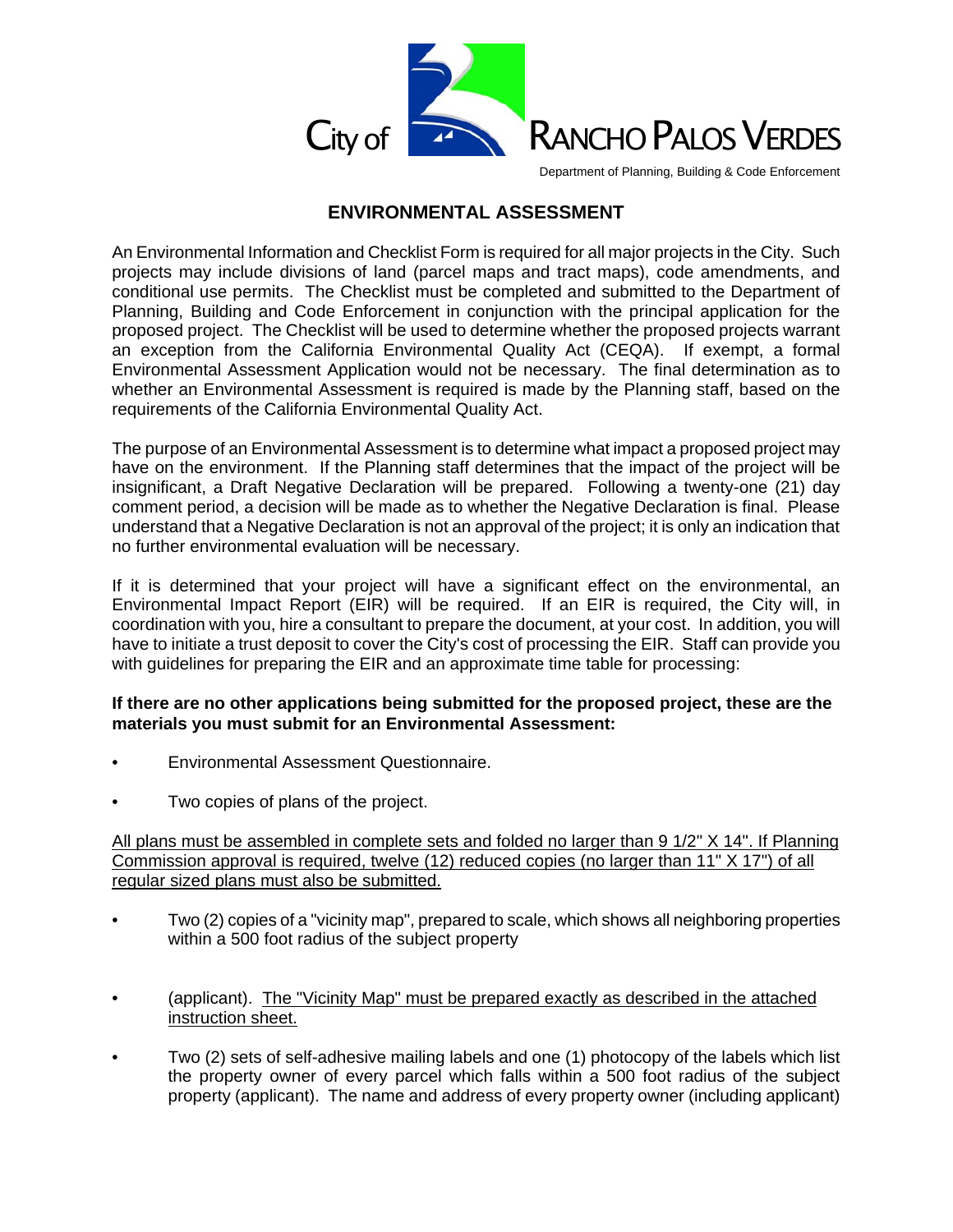City of RANCHO PALOS VERDES

Department of Planning, Building & Code Enforcement

# ENVIRONMENTAL ASSESSMENT

An Environmental Information and Checklist Form is required for all major projects in the City. Such projects may include divisions of land (parcel maps and tract maps), code amendments, and conditional use permits. The Checklist must be completed and submitted to the Department of Planning, Building and Code Enforcement in conjunction with the principal application for the proposed project. The Checklist will be used to determine whether the proposed projects warrant an exception from the California Environmental Quality Act (CEQA). If exempt, a formal Environmental Assessment Application would not be necessary. The final determination as to whether an Environmental Assessment is required is made by the Planning staff, based on the requirements of the California Environmental Quality Act.

The purpose of an Environmental Assessment is to determine what impact a proposed project may have on the environment. If the Planning staff determines that the impact of the project will be insignificant, a Draft Negative Declaration will be prepared. Following a twenty-one (21) day comment period, a decision will be made as to whether the Negative Declaration is final. Please understand that a Negative Declaration is not an approval of the project; it is only an indication that no further environmental evaluation will be necessary.

If it is determined that your project will have a significant effect on the environmental, an Environmental Impact Report (EIR) will be required. If an EIR is required, the City will, in coordination with you, hire a consultant to prepare the document, at your cost. In addition, you will have to initiate a trust deposit to cover the City's cost of processing the EIR. Staff can provide you with guidelines for preparing the EIR and an approximate time table for processing:

**If there are no other applications being submitted for the proposed project, these are the materials you must submit for an Environmental Assessment:**

- Environmental Assessment Questionnaire.
- Two copies of plans of the project.

<u>All plans must be assembled in complete sets and folded no larger than 9 1/2" X 14". If Planning Commission approval is required, twelve (12) reduced copies (no larger than 11" X 17") of all regular sized plans must also be submitted.</u>

- Two (2) copies of a "vicinity map", prepared to scale, which shows all neighboring properties within a 500 foot radius of the subject property
- (applicant). <u>The "Vicinity Map" must be prepared exactly as described in the attached instruction sheet.</u>
- Two (2) sets of self-adhesive mailing labels and one (1) photocopy of the labels which list the property owner of every parcel which falls within a 500 foot radius of the subject property (applicant). The name and address of every property owner (including applicant)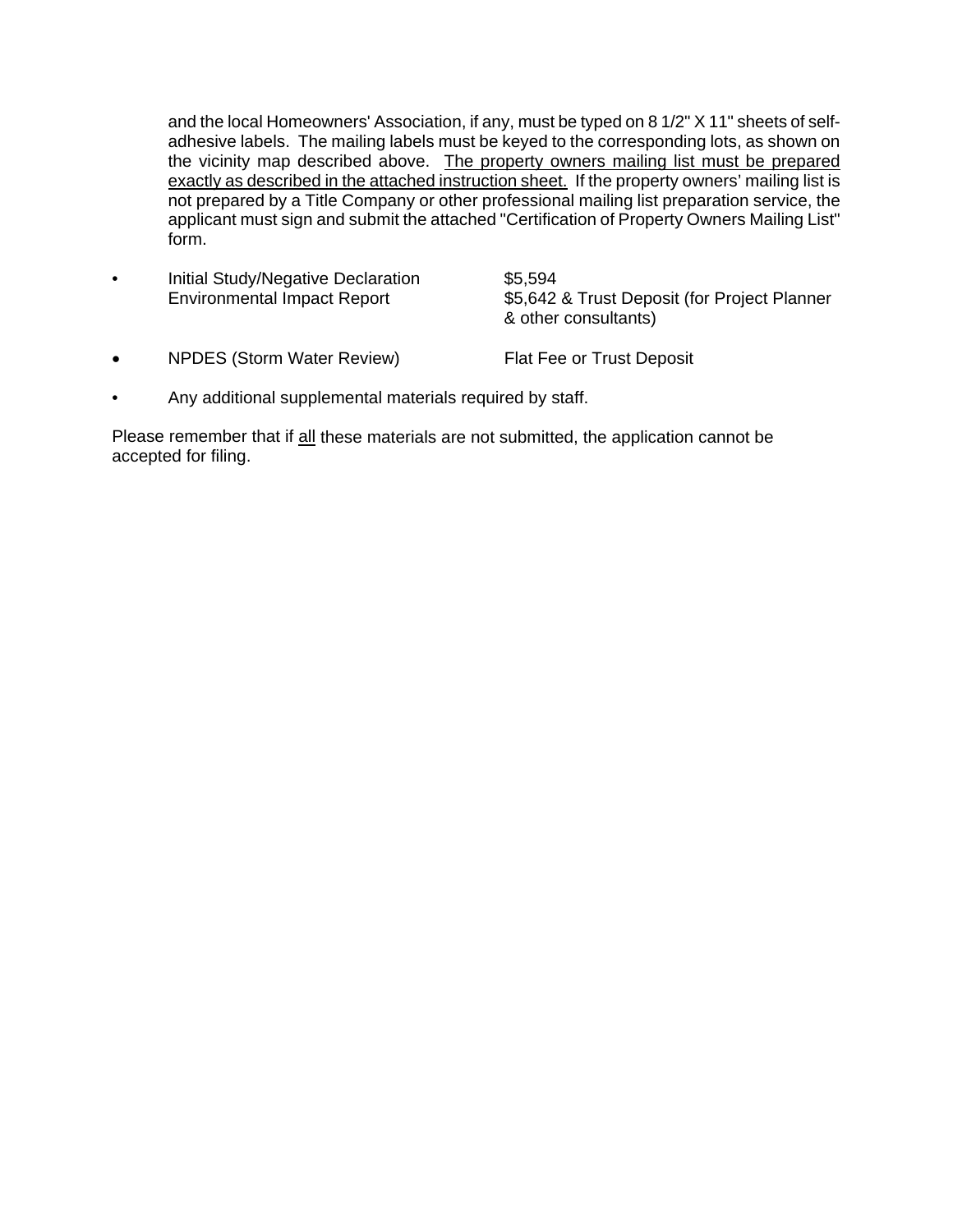and the local Homeowners' Association, if any, must be typed on 8 1/2" X 11" sheets of self-adhesive labels. The mailing labels must be keyed to the corresponding lots, as shown on the vicinity map described above. <u>The property owners mailing list must be prepared exactly as described in the attached instruction sheet.</u> If the property owners' mailing list is not prepared by a Title Company or other professional mailing list preparation service, the applicant must sign and submit the attached "Certification of Property Owners Mailing List" form.

- Initial Study/Negative Declaration — $5,594
  Environmental Impact Report — $5,642 & Trust Deposit (for Project Planner & other consultants)
- NPDES (Storm Water Review) — Flat Fee or Trust Deposit
- Any additional supplemental materials required by staff.

Please remember that if <u>all</u> these materials are not submitted, the application cannot be accepted for filing.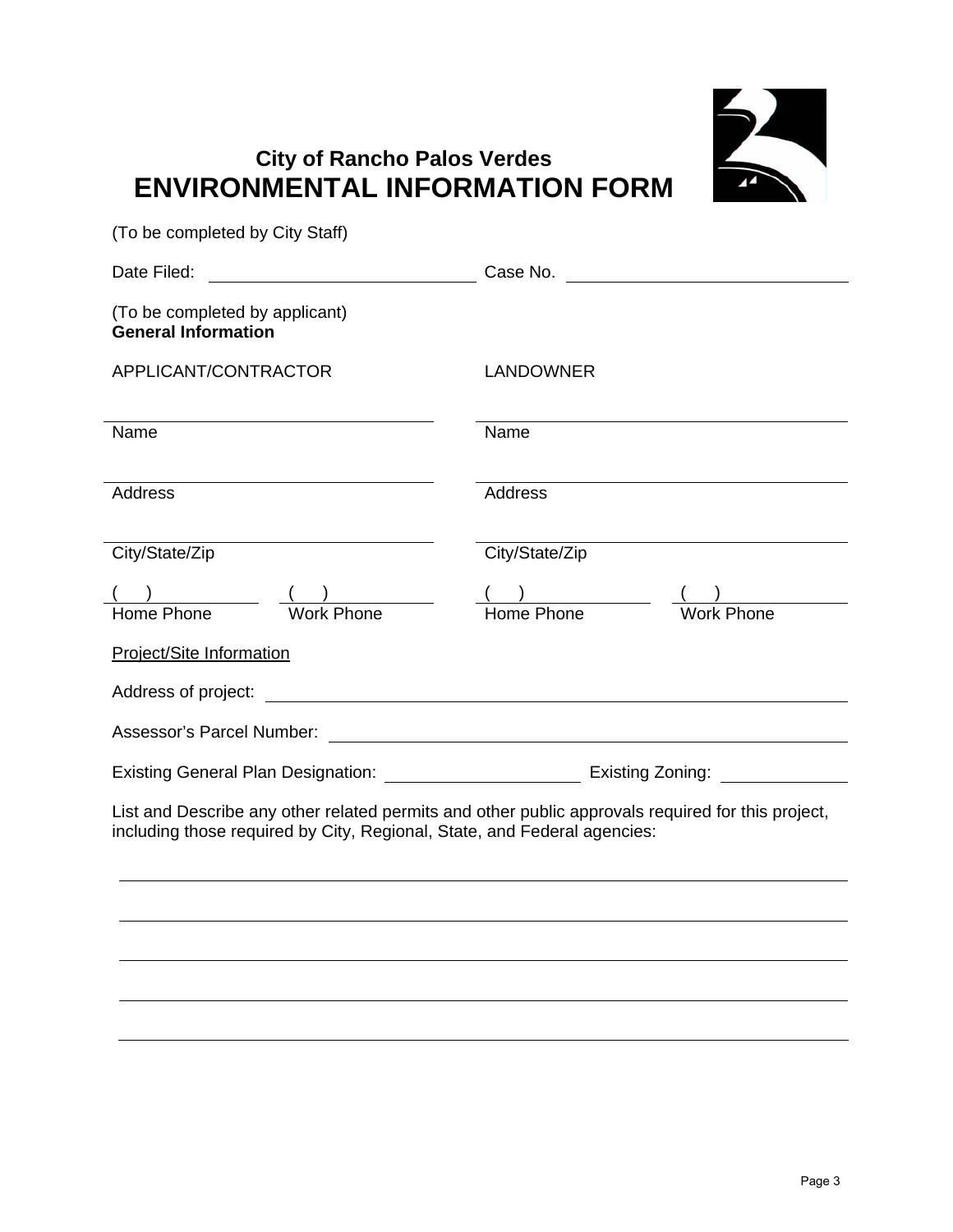## City of Rancho Palos Verdes

# ENVIRONMENTAL INFORMATION FORM

(To be completed by City Staff)

Date Filed: ______________________ Case No. ______________________

(To be completed by applicant)

**General Information**

| APPLICANT/CONTRACTOR | | LANDOWNER | |
|---|---|---|---|
| Name | | Name | |
| Address | | Address | |
| City/State/Zip | | City/State/Zip | |
| (   ) Home Phone | (   ) Work Phone | (   ) Home Phone | (   ) Work Phone |

Project/Site Information

Address of project: ______________________

Assessor's Parcel Number: ______________________

Existing General Plan Designation: ______________________ Existing Zoning: ______________

List and Describe any other related permits and other public approvals required for this project, including those required by City, Regional, State, and Federal agencies:

______________________

______________________

______________________

______________________

______________________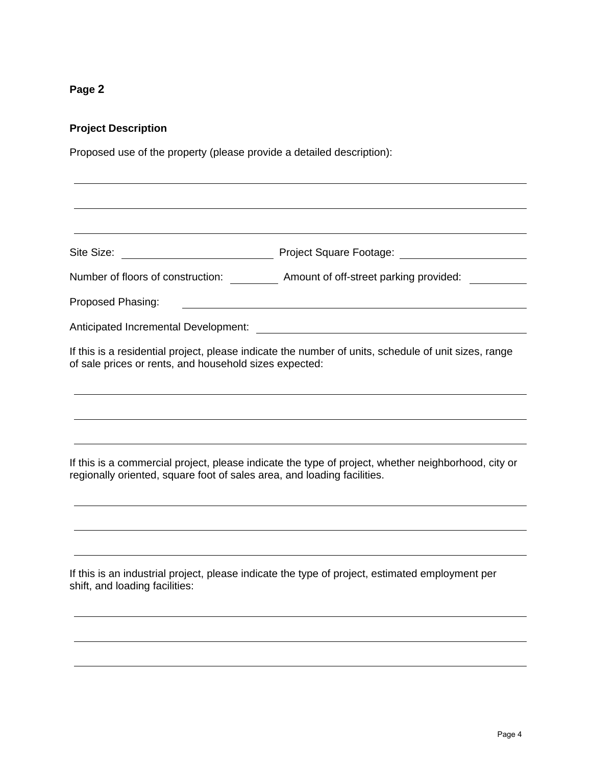**Page 2**

**Project Description**

Proposed use of the property (please provide a detailed description):

Site Size: \_\_\_\_\_\_\_\_\_\_\_\_\_\_\_\_\_\_\_\_ Project Square Footage: \_\_\_\_\_\_\_\_\_\_\_\_\_\_\_\_\_\_\_\_

Number of floors of construction: \_\_\_\_\_\_\_\_ Amount of off-street parking provided: \_\_\_\_\_\_\_\_

Proposed Phasing: \_\_\_\_\_\_\_\_\_\_\_\_\_\_\_\_\_\_\_\_\_\_\_\_\_\_\_\_\_\_\_\_\_\_\_\_\_\_\_\_

Anticipated Incremental Development: \_\_\_\_\_\_\_\_\_\_\_\_\_\_\_\_\_\_\_\_\_\_\_\_\_\_\_\_\_\_\_\_\_\_\_\_\_\_\_\_

If this is a residential project, please indicate the number of units, schedule of unit sizes, range of sale prices or rents, and household sizes expected:

If this is a commercial project, please indicate the type of project, whether neighborhood, city or regionally oriented, square foot of sales area, and loading facilities.

If this is an industrial project, please indicate the type of project, estimated employment per shift, and loading facilities: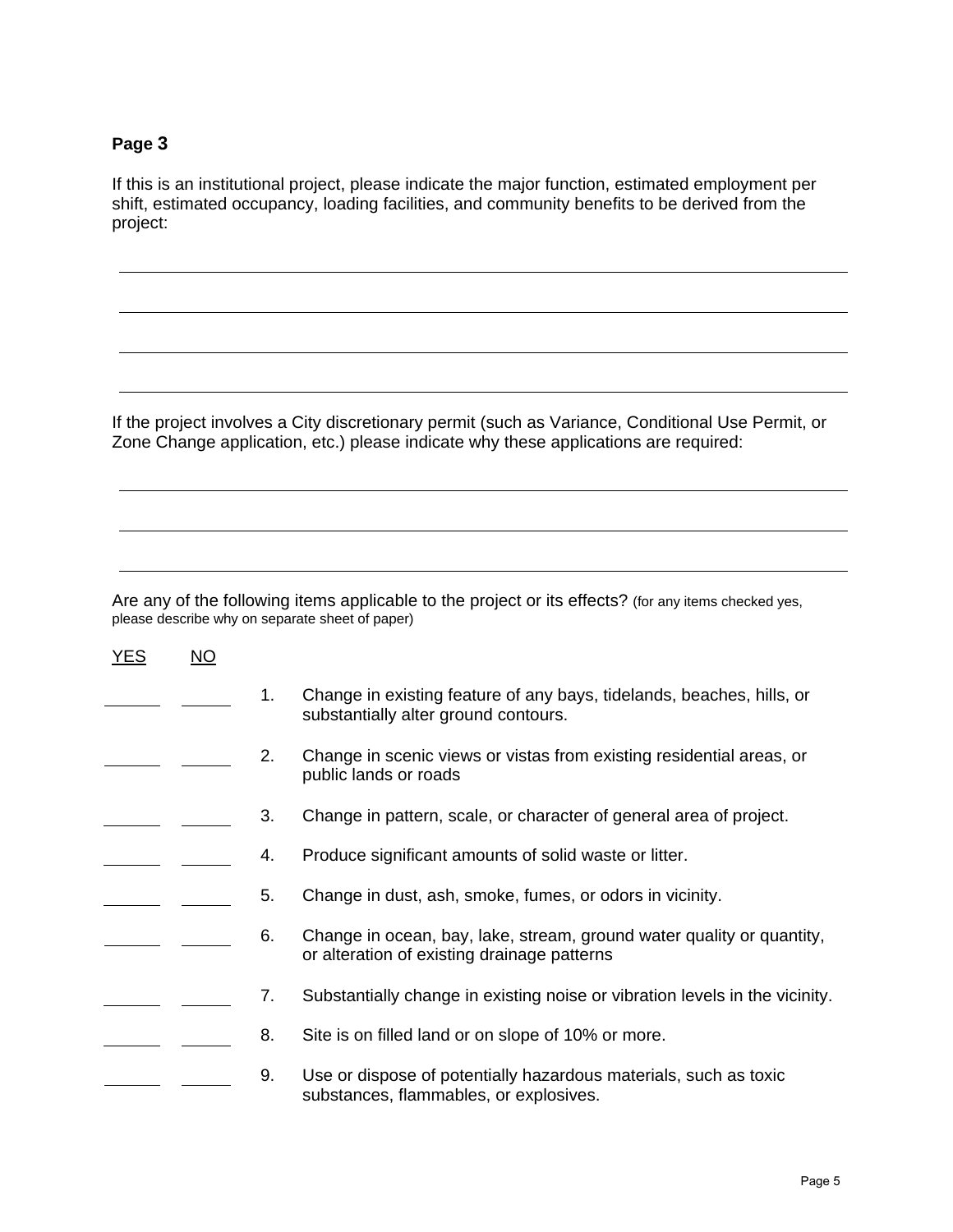**Page 3**

If this is an institutional project, please indicate the major function, estimated employment per shift, estimated occupancy, loading facilities, and community benefits to be derived from the project:

\_\_\_\_\_\_\_\_\_\_\_\_\_\_\_\_\_\_\_\_\_\_\_\_\_\_\_\_\_\_\_\_\_\_\_\_\_\_\_\_\_\_\_\_\_\_\_\_\_\_\_\_\_\_\_\_\_\_\_\_\_\_\_\_\_\_\_\_\_\_\_\_\_\_\_\_

\_\_\_\_\_\_\_\_\_\_\_\_\_\_\_\_\_\_\_\_\_\_\_\_\_\_\_\_\_\_\_\_\_\_\_\_\_\_\_\_\_\_\_\_\_\_\_\_\_\_\_\_\_\_\_\_\_\_\_\_\_\_\_\_\_\_\_\_\_\_\_\_\_\_\_\_

\_\_\_\_\_\_\_\_\_\_\_\_\_\_\_\_\_\_\_\_\_\_\_\_\_\_\_\_\_\_\_\_\_\_\_\_\_\_\_\_\_\_\_\_\_\_\_\_\_\_\_\_\_\_\_\_\_\_\_\_\_\_\_\_\_\_\_\_\_\_\_\_\_\_\_\_

\_\_\_\_\_\_\_\_\_\_\_\_\_\_\_\_\_\_\_\_\_\_\_\_\_\_\_\_\_\_\_\_\_\_\_\_\_\_\_\_\_\_\_\_\_\_\_\_\_\_\_\_\_\_\_\_\_\_\_\_\_\_\_\_\_\_\_\_\_\_\_\_\_\_\_\_

If the project involves a City discretionary permit (such as Variance, Conditional Use Permit, or Zone Change application, etc.) please indicate why these applications are required:

\_\_\_\_\_\_\_\_\_\_\_\_\_\_\_\_\_\_\_\_\_\_\_\_\_\_\_\_\_\_\_\_\_\_\_\_\_\_\_\_\_\_\_\_\_\_\_\_\_\_\_\_\_\_\_\_\_\_\_\_\_\_\_\_\_\_\_\_\_\_\_\_\_\_\_\_

\_\_\_\_\_\_\_\_\_\_\_\_\_\_\_\_\_\_\_\_\_\_\_\_\_\_\_\_\_\_\_\_\_\_\_\_\_\_\_\_\_\_\_\_\_\_\_\_\_\_\_\_\_\_\_\_\_\_\_\_\_\_\_\_\_\_\_\_\_\_\_\_\_\_\_\_

\_\_\_\_\_\_\_\_\_\_\_\_\_\_\_\_\_\_\_\_\_\_\_\_\_\_\_\_\_\_\_\_\_\_\_\_\_\_\_\_\_\_\_\_\_\_\_\_\_\_\_\_\_\_\_\_\_\_\_\_\_\_\_\_\_\_\_\_\_\_\_\_\_\_\_\_

Are any of the following items applicable to the project or its effects? (for any items checked yes, please describe why on separate sheet of paper)

| YES | NO | | |
|---|---|---|---|
| \_\_\_\_\_\_ | \_\_\_\_\_\_ | 1. | Change in existing feature of any bays, tidelands, beaches, hills, or substantially alter ground contours. |
| \_\_\_\_\_\_ | \_\_\_\_\_\_ | 2. | Change in scenic views or vistas from existing residential areas, or public lands or roads |
| \_\_\_\_\_\_ | \_\_\_\_\_\_ | 3. | Change in pattern, scale, or character of general area of project. |
| \_\_\_\_\_\_ | \_\_\_\_\_\_ | 4. | Produce significant amounts of solid waste or litter. |
| \_\_\_\_\_\_ | \_\_\_\_\_\_ | 5. | Change in dust, ash, smoke, fumes, or odors in vicinity. |
| \_\_\_\_\_\_ | \_\_\_\_\_\_ | 6. | Change in ocean, bay, lake, stream, ground water quality or quantity, or alteration of existing drainage patterns |
| \_\_\_\_\_\_ | \_\_\_\_\_\_ | 7. | Substantially change in existing noise or vibration levels in the vicinity. |
| \_\_\_\_\_\_ | \_\_\_\_\_\_ | 8. | Site is on filled land or on slope of 10% or more. |
| \_\_\_\_\_\_ | \_\_\_\_\_\_ | 9. | Use or dispose of potentially hazardous materials, such as toxic substances, flammables, or explosives. |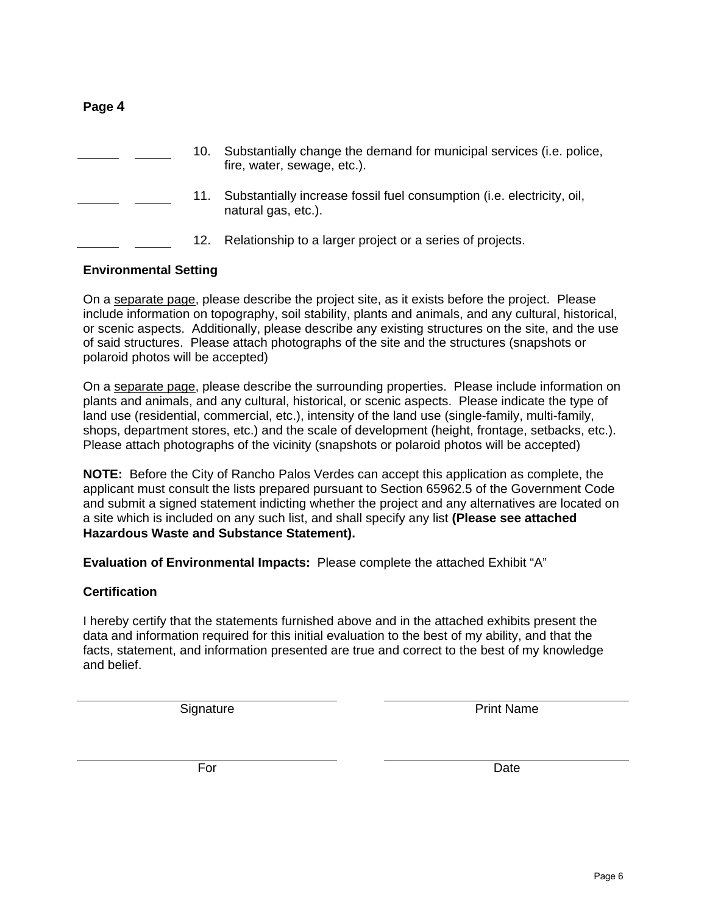**Page 4**

\_\_\_\_\_\_ \_\_\_\_\_\_ 10. Substantially change the demand for municipal services (i.e. police, fire, water, sewage, etc.).

\_\_\_\_\_\_ \_\_\_\_\_\_ 11. Substantially increase fossil fuel consumption (i.e. electricity, oil, natural gas, etc.).

\_\_\_\_\_\_ \_\_\_\_\_\_ 12. Relationship to a larger project or a series of projects.

**Environmental Setting**

On a separate page, please describe the project site, as it exists before the project. Please include information on topography, soil stability, plants and animals, and any cultural, historical, or scenic aspects. Additionally, please describe any existing structures on the site, and the use of said structures. Please attach photographs of the site and the structures (snapshots or polaroid photos will be accepted)

On a separate page, please describe the surrounding properties. Please include information on plants and animals, and any cultural, historical, or scenic aspects. Please indicate the type of land use (residential, commercial, etc.), intensity of the land use (single-family, multi-family, shops, department stores, etc.) and the scale of development (height, frontage, setbacks, etc.). Please attach photographs of the vicinity (snapshots or polaroid photos will be accepted)

**NOTE:** Before the City of Rancho Palos Verdes can accept this application as complete, the applicant must consult the lists prepared pursuant to Section 65962.5 of the Government Code and submit a signed statement indicting whether the project and any alternatives are located on a site which is included on any such list, and shall specify any list **(Please see attached Hazardous Waste and Substance Statement).**

**Evaluation of Environmental Impacts:** Please complete the attached Exhibit "A"

**Certification**

I hereby certify that the statements furnished above and in the attached exhibits present the data and information required for this initial evaluation to the best of my ability, and that the facts, statement, and information presented are true and correct to the best of my knowledge and belief.

\_\_\_\_\_\_\_\_\_\_\_\_\_\_\_\_\_\_\_\_\_\_\_\_\_\_\_\_ \_\_\_\_\_\_\_\_\_\_\_\_\_\_\_\_\_\_\_\_\_\_\_\_\_\_\_\_
Signature Print Name

\_\_\_\_\_\_\_\_\_\_\_\_\_\_\_\_\_\_\_\_\_\_\_\_\_\_\_\_ \_\_\_\_\_\_\_\_\_\_\_\_\_\_\_\_\_\_\_\_\_\_\_\_\_\_\_\_
For Date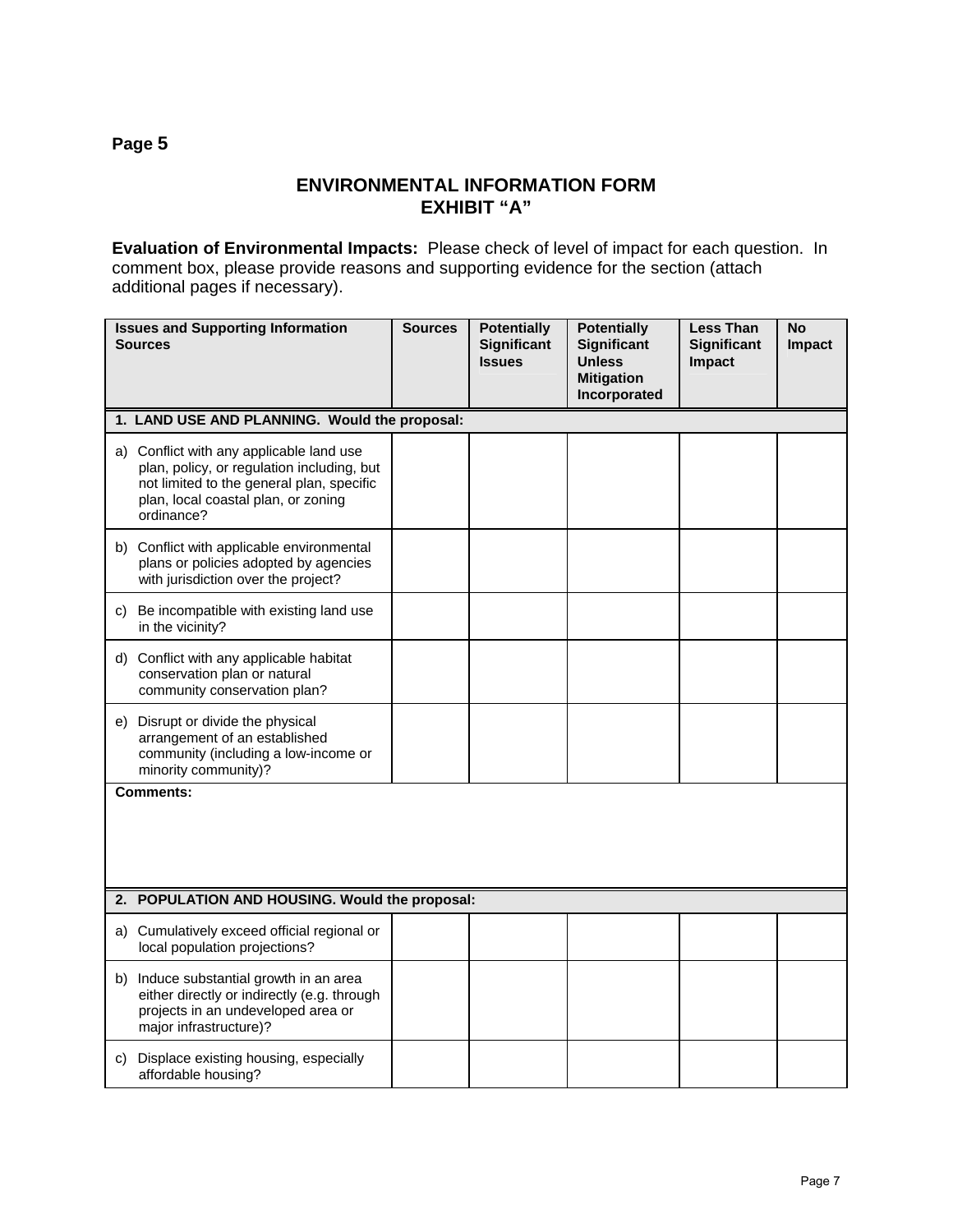**Page 5**

## ENVIRONMENTAL INFORMATION FORM
## EXHIBIT "A"

**Evaluation of Environmental Impacts:** Please check of level of impact for each question. In comment box, please provide reasons and supporting evidence for the section (attach additional pages if necessary).

| Issues and Supporting Information Sources | Sources | Potentially Significant Issues | Potentially Significant Unless Mitigation Incorporated | Less Than Significant Impact | No Impact |
|---|---|---|---|---|---|
| **1. LAND USE AND PLANNING. Would the proposal:** | | | | | |
| a) Conflict with any applicable land use plan, policy, or regulation including, but not limited to the general plan, specific plan, local coastal plan, or zoning ordinance? | | | | | |
| b) Conflict with applicable environmental plans or policies adopted by agencies with jurisdiction over the project? | | | | | |
| c) Be incompatible with existing land use in the vicinity? | | | | | |
| d) Conflict with any applicable habitat conservation plan or natural community conservation plan? | | | | | |
| e) Disrupt or divide the physical arrangement of an established community (including a low-income or minority community)? | | | | | |
| **Comments:** | | | | | |
| **2. POPULATION AND HOUSING. Would the proposal:** | | | | | |
| a) Cumulatively exceed official regional or local population projections? | | | | | |
| b) Induce substantial growth in an area either directly or indirectly (e.g. through projects in an undeveloped area or major infrastructure)? | | | | | |
| c) Displace existing housing, especially affordable housing? | | | | | |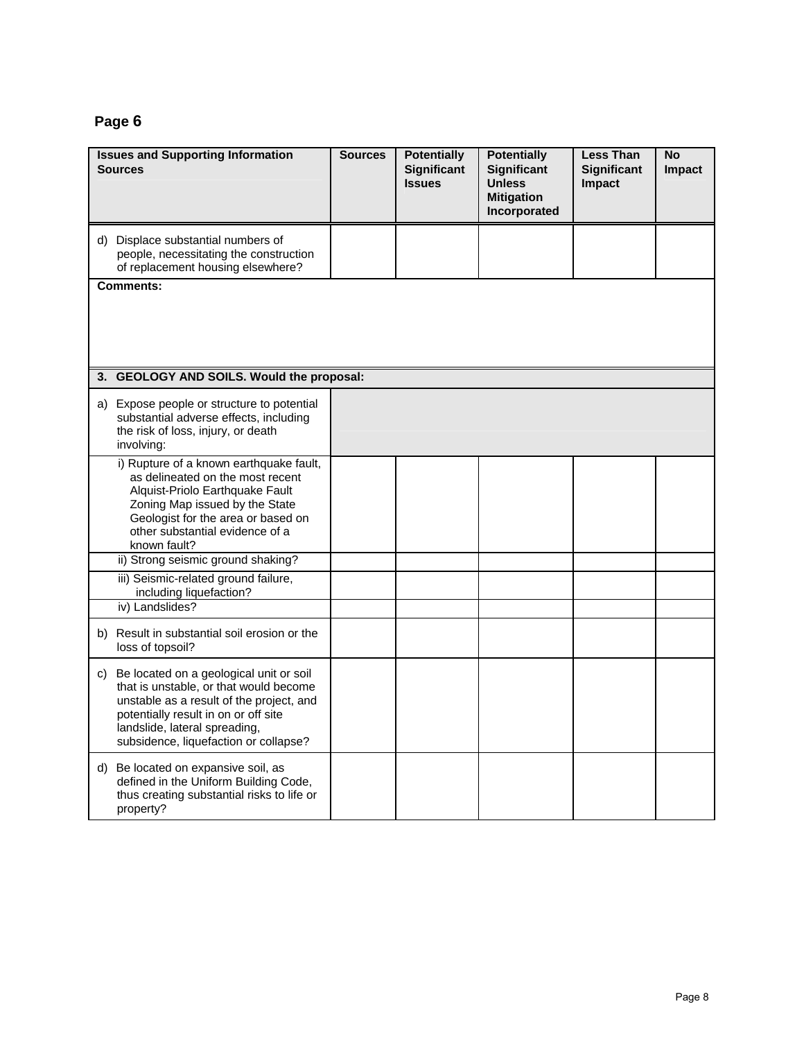## Page 6

| Issues and Supporting Information Sources | Sources | Potentially Significant Issues | Potentially Significant Unless Mitigation Incorporated | Less Than Significant Impact | No Impact |
|---|---|---|---|---|---|
| d) Displace substantial numbers of people, necessitating the construction of replacement housing elsewhere? | | | | | |
| **Comments:** | | | | | |
| **3. GEOLOGY AND SOILS. Would the proposal:** | | | | | |
| a) Expose people or structure to potential substantial adverse effects, including the risk of loss, injury, or death involving: | | | | | |
| i) Rupture of a known earthquake fault, as delineated on the most recent Alquist-Priolo Earthquake Fault Zoning Map issued by the State Geologist for the area or based on other substantial evidence of a known fault? | | | | | |
| ii) Strong seismic ground shaking? | | | | | |
| iii) Seismic-related ground failure, including liquefaction? | | | | | |
| iv) Landslides? | | | | | |
| b) Result in substantial soil erosion or the loss of topsoil? | | | | | |
| c) Be located on a geological unit or soil that is unstable, or that would become unstable as a result of the project, and potentially result in on or off site landslide, lateral spreading, subsidence, liquefaction or collapse? | | | | | |
| d) Be located on expansive soil, as defined in the Uniform Building Code, thus creating substantial risks to life or property? | | | | | |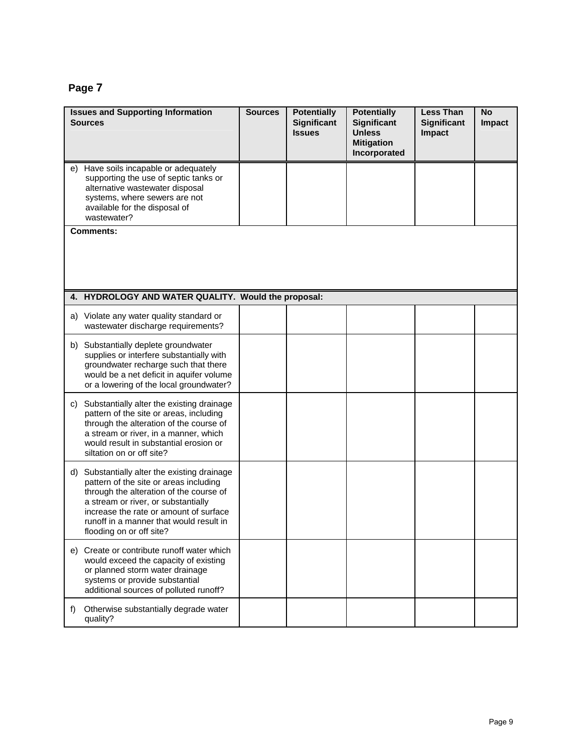**Page 7**

| Issues and Supporting Information Sources | Sources | Potentially Significant Issues | Potentially Significant Unless Mitigation Incorporated | Less Than Significant Impact | No Impact |
|---|---|---|---|---|---|
| e) Have soils incapable or adequately supporting the use of septic tanks or alternative wastewater disposal systems, where sewers are not available for the disposal of wastewater? | | | | | |
| **Comments:** | | | | | |
| **4. HYDROLOGY AND WATER QUALITY. Would the proposal:** | | | | | |
| a) Violate any water quality standard or wastewater discharge requirements? | | | | | |
| b) Substantially deplete groundwater supplies or interfere substantially with groundwater recharge such that there would be a net deficit in aquifer volume or a lowering of the local groundwater? | | | | | |
| c) Substantially alter the existing drainage pattern of the site or areas, including through the alteration of the course of a stream or river, in a manner, which would result in substantial erosion or siltation on or off site? | | | | | |
| d) Substantially alter the existing drainage pattern of the site or areas including through the alteration of the course of a stream or river, or substantially increase the rate or amount of surface runoff in a manner that would result in flooding on or off site? | | | | | |
| e) Create or contribute runoff water which would exceed the capacity of existing or planned storm water drainage systems or provide substantial additional sources of polluted runoff? | | | | | |
| f) Otherwise substantially degrade water quality? | | | | | |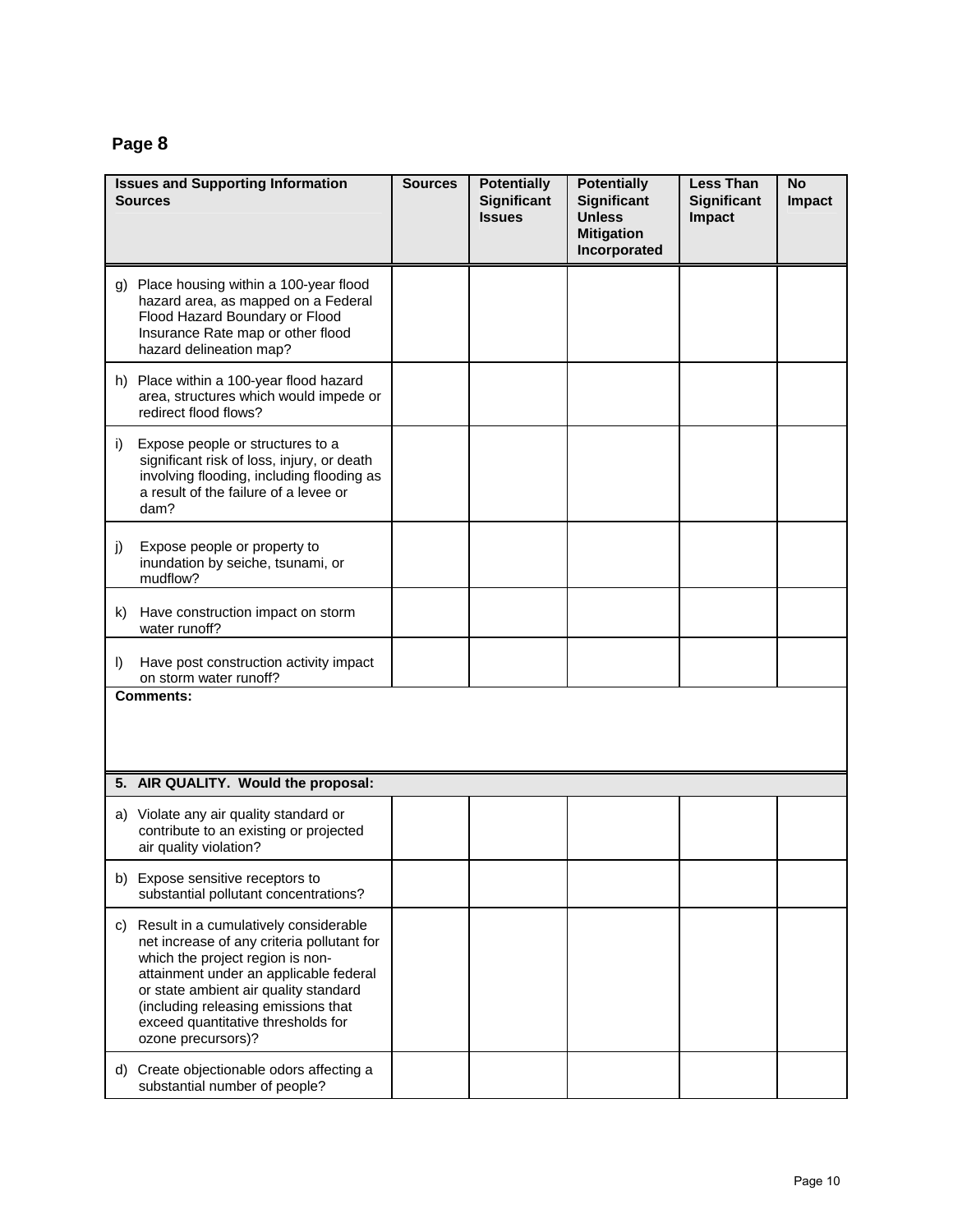## Page 8

| Issues and Supporting Information Sources | Sources | Potentially Significant Issues | Potentially Significant Unless Mitigation Incorporated | Less Than Significant Impact | No Impact |
|---|---|---|---|---|---|
| g) Place housing within a 100-year flood hazard area, as mapped on a Federal Flood Hazard Boundary or Flood Insurance Rate map or other flood hazard delineation map? | | | | | |
| h) Place within a 100-year flood hazard area, structures which would impede or redirect flood flows? | | | | | |
| i) Expose people or structures to a significant risk of loss, injury, or death involving flooding, including flooding as a result of the failure of a levee or dam? | | | | | |
| j) Expose people or property to inundation by seiche, tsunami, or mudflow? | | | | | |
| k) Have construction impact on storm water runoff? | | | | | |
| l) Have post construction activity impact on storm water runoff? | | | | | |
| **Comments:** | | | | | |
| **5. AIR QUALITY. Would the proposal:** | | | | | |
| a) Violate any air quality standard or contribute to an existing or projected air quality violation? | | | | | |
| b) Expose sensitive receptors to substantial pollutant concentrations? | | | | | |
| c) Result in a cumulatively considerable net increase of any criteria pollutant for which the project region is non-attainment under an applicable federal or state ambient air quality standard (including releasing emissions that exceed quantitative thresholds for ozone precursors)? | | | | | |
| d) Create objectionable odors affecting a substantial number of people? | | | | | |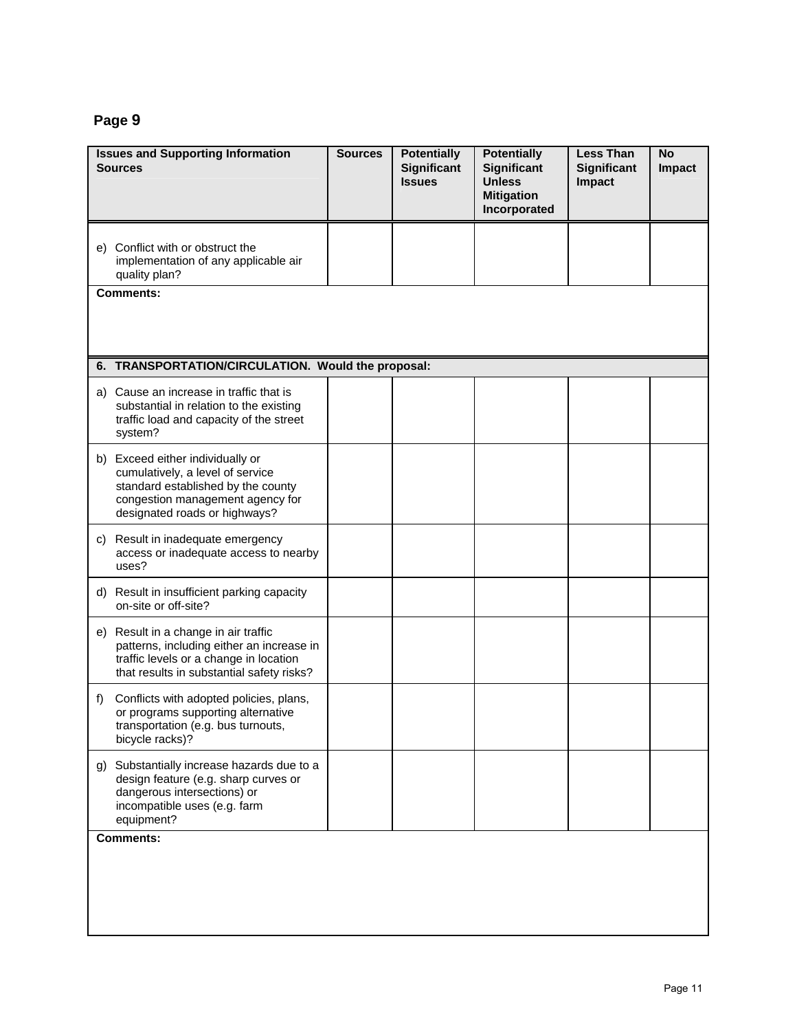## Page 9

| Issues and Supporting Information Sources | Sources | Potentially Significant Issues | Potentially Significant Unless Mitigation Incorporated | Less Than Significant Impact | No Impact |
|---|---|---|---|---|---|
| e) Conflict with or obstruct the implementation of any applicable air quality plan? | | | | | |
| **Comments:** | | | | | |
| **6. TRANSPORTATION/CIRCULATION. Would the proposal:** | | | | | |
| a) Cause an increase in traffic that is substantial in relation to the existing traffic load and capacity of the street system? | | | | | |
| b) Exceed either individually or cumulatively, a level of service standard established by the county congestion management agency for designated roads or highways? | | | | | |
| c) Result in inadequate emergency access or inadequate access to nearby uses? | | | | | |
| d) Result in insufficient parking capacity on-site or off-site? | | | | | |
| e) Result in a change in air traffic patterns, including either an increase in traffic levels or a change in location that results in substantial safety risks? | | | | | |
| f) Conflicts with adopted policies, plans, or programs supporting alternative transportation (e.g. bus turnouts, bicycle racks)? | | | | | |
| g) Substantially increase hazards due to a design feature (e.g. sharp curves or dangerous intersections) or incompatible uses (e.g. farm equipment? | | | | | |
| **Comments:** | | | | | |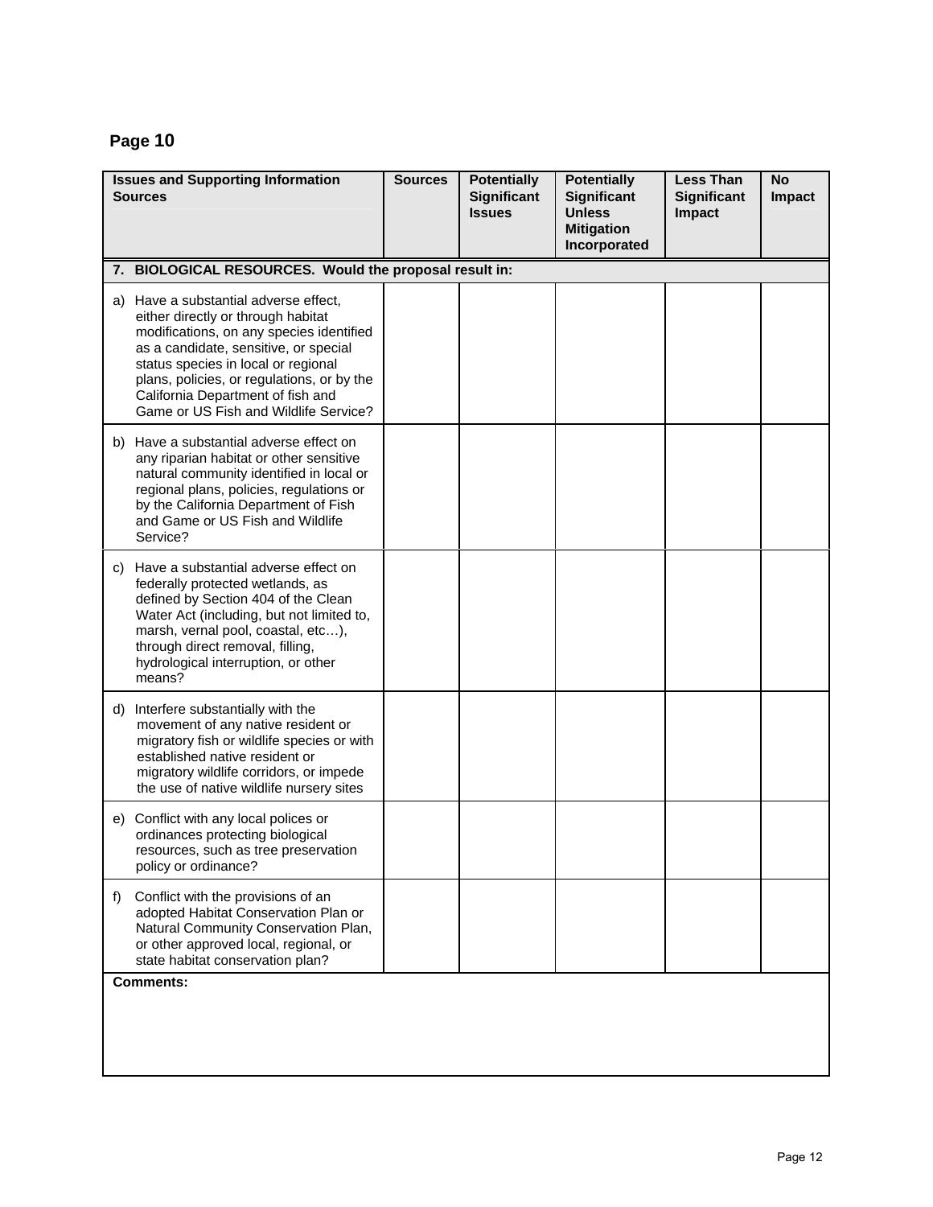## Page 10

| Issues and Supporting Information Sources | Sources | Potentially Significant Issues | Potentially Significant Unless Mitigation Incorporated | Less Than Significant Impact | No Impact |
|---|---|---|---|---|---|
| **7. BIOLOGICAL RESOURCES. Would the proposal result in:** | | | | | |
| a) Have a substantial adverse effect, either directly or through habitat modifications, on any species identified as a candidate, sensitive, or special status species in local or regional plans, policies, or regulations, or by the California Department of fish and Game or US Fish and Wildlife Service? | | | | | |
| b) Have a substantial adverse effect on any riparian habitat or other sensitive natural community identified in local or regional plans, policies, regulations or by the California Department of Fish and Game or US Fish and Wildlife Service? | | | | | |
| c) Have a substantial adverse effect on federally protected wetlands, as defined by Section 404 of the Clean Water Act (including, but not limited to, marsh, vernal pool, coastal, etc…), through direct removal, filling, hydrological interruption, or other means? | | | | | |
| d) Interfere substantially with the movement of any native resident or migratory fish or wildlife species or with established native resident or migratory wildlife corridors, or impede the use of native wildlife nursery sites | | | | | |
| e) Conflict with any local polices or ordinances protecting biological resources, such as tree preservation policy or ordinance? | | | | | |
| f) Conflict with the provisions of an adopted Habitat Conservation Plan or Natural Community Conservation Plan, or other approved local, regional, or state habitat conservation plan? | | | | | |

**Comments:**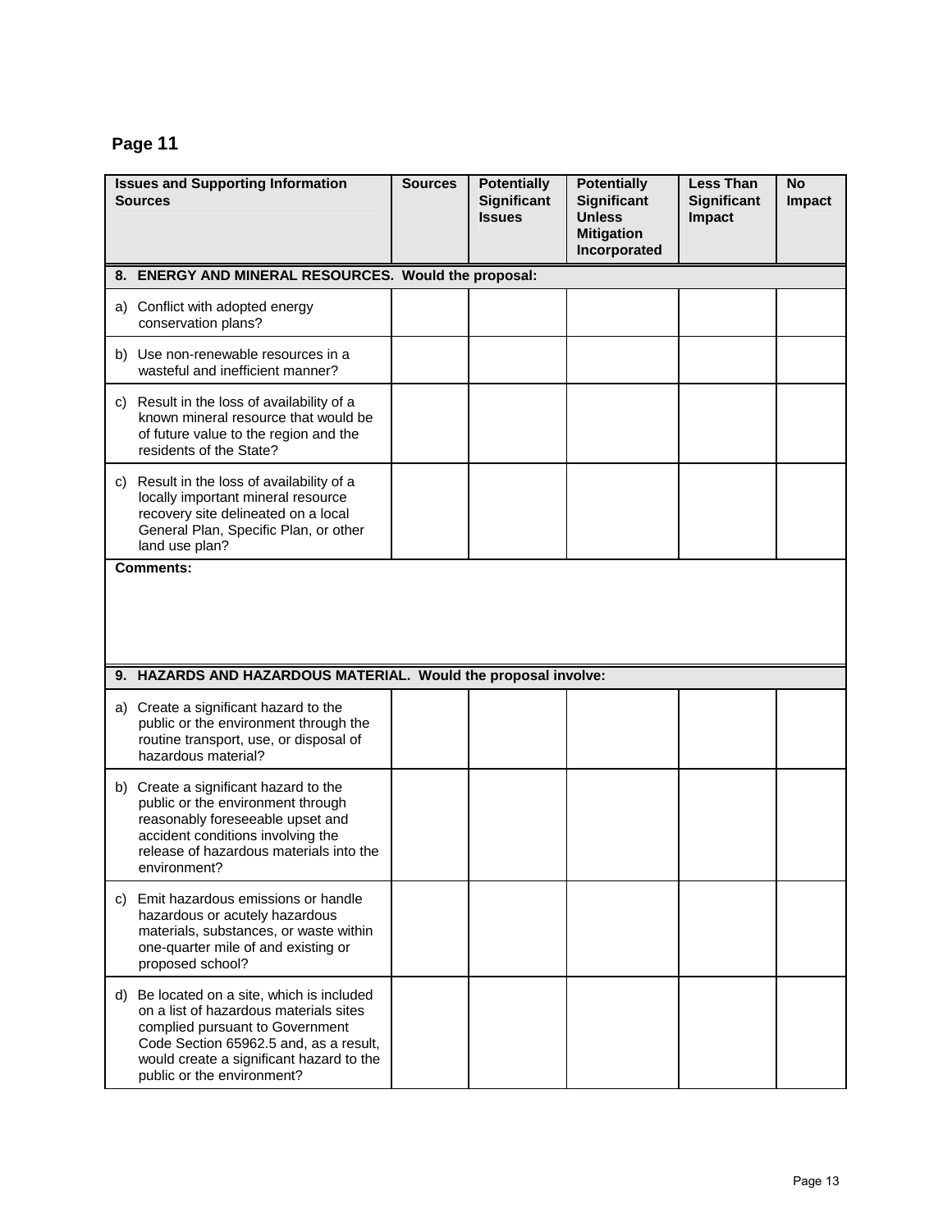## Page 11

| Issues and Supporting Information Sources | Sources | Potentially Significant Issues | Potentially Significant Unless Mitigation Incorporated | Less Than Significant Impact | No Impact |
|---|---|---|---|---|---|
| **8. ENERGY AND MINERAL RESOURCES. Would the proposal:** | | | | | |
| a) Conflict with adopted energy conservation plans? | | | | | |
| b) Use non-renewable resources in a wasteful and inefficient manner? | | | | | |
| c) Result in the loss of availability of a known mineral resource that would be of future value to the region and the residents of the State? | | | | | |
| c) Result in the loss of availability of a locally important mineral resource recovery site delineated on a local General Plan, Specific Plan, or other land use plan? | | | | | |
| **Comments:** | | | | | |
| **9. HAZARDS AND HAZARDOUS MATERIAL. Would the proposal involve:** | | | | | |
| a) Create a significant hazard to the public or the environment through the routine transport, use, or disposal of hazardous material? | | | | | |
| b) Create a significant hazard to the public or the environment through reasonably foreseeable upset and accident conditions involving the release of hazardous materials into the environment? | | | | | |
| c) Emit hazardous emissions or handle hazardous or acutely hazardous materials, substances, or waste within one-quarter mile of and existing or proposed school? | | | | | |
| d) Be located on a site, which is included on a list of hazardous materials sites complied pursuant to Government Code Section 65962.5 and, as a result, would create a significant hazard to the public or the environment? | | | | | |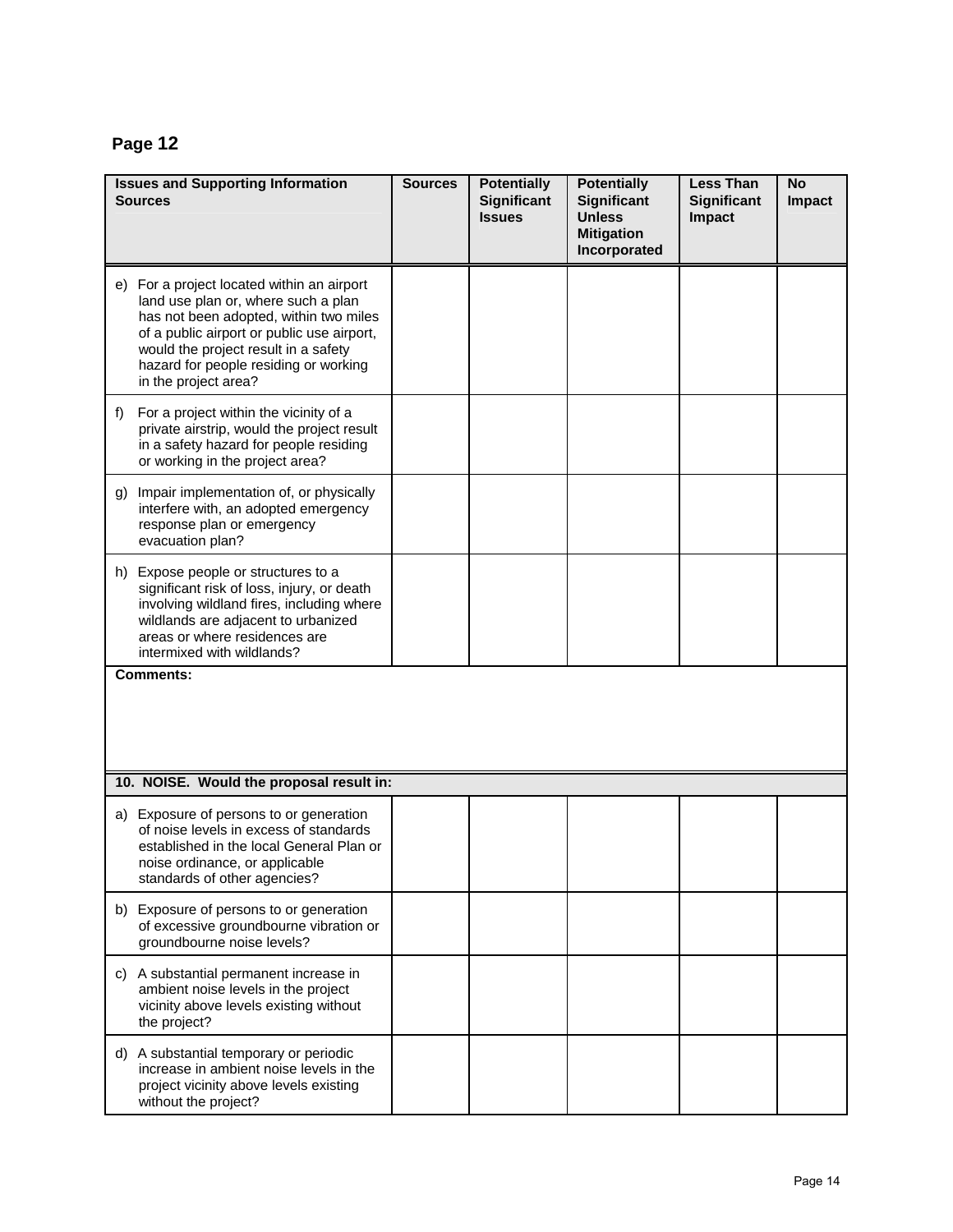**Page 12**

| Issues and Supporting Information Sources | Sources | Potentially Significant Issues | Potentially Significant Unless Mitigation Incorporated | Less Than Significant Impact | No Impact |
|---|---|---|---|---|---|
| e) For a project located within an airport land use plan or, where such a plan has not been adopted, within two miles of a public airport or public use airport, would the project result in a safety hazard for people residing or working in the project area? | | | | | |
| f) For a project within the vicinity of a private airstrip, would the project result in a safety hazard for people residing or working in the project area? | | | | | |
| g) Impair implementation of, or physically interfere with, an adopted emergency response plan or emergency evacuation plan? | | | | | |
| h) Expose people or structures to a significant risk of loss, injury, or death involving wildland fires, including where wildlands are adjacent to urbanized areas or where residences are intermixed with wildlands? | | | | | |
| **Comments:** | | | | | |
| **10. NOISE. Would the proposal result in:** | | | | | |
| a) Exposure of persons to or generation of noise levels in excess of standards established in the local General Plan or noise ordinance, or applicable standards of other agencies? | | | | | |
| b) Exposure of persons to or generation of excessive groundbourne vibration or groundbourne noise levels? | | | | | |
| c) A substantial permanent increase in ambient noise levels in the project vicinity above levels existing without the project? | | | | | |
| d) A substantial temporary or periodic increase in ambient noise levels in the project vicinity above levels existing without the project? | | | | | |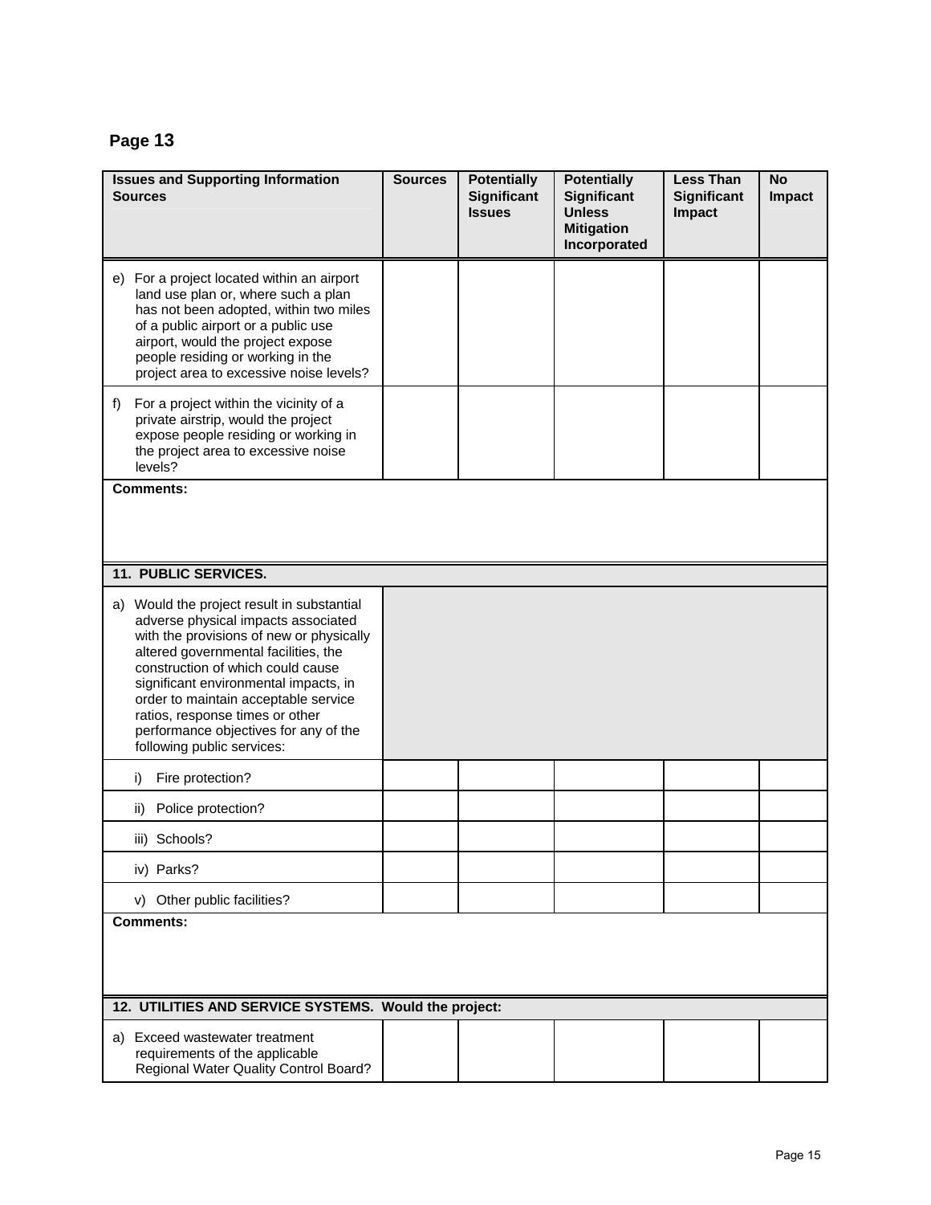## Page 13

| Issues and Supporting Information Sources | Sources | Potentially Significant Issues | Potentially Significant Unless Mitigation Incorporated | Less Than Significant Impact | No Impact |
|---|---|---|---|---|---|
| e) For a project located within an airport land use plan or, where such a plan has not been adopted, within two miles of a public airport or a public use airport, would the project expose people residing or working in the project area to excessive noise levels? | | | | | |
| f) For a project within the vicinity of a private airstrip, would the project expose people residing or working in the project area to excessive noise levels? | | | | | |
| **Comments:** | | | | | |
| **11. PUBLIC SERVICES.** | | | | | |
| a) Would the project result in substantial adverse physical impacts associated with the provisions of new or physically altered governmental facilities, the construction of which could cause significant environmental impacts, in order to maintain acceptable service ratios, response times or other performance objectives for any of the following public services: | | | | | |
| i) Fire protection? | | | | | |
| ii) Police protection? | | | | | |
| iii) Schools? | | | | | |
| iv) Parks? | | | | | |
| v) Other public facilities? | | | | | |
| **Comments:** | | | | | |
| **12. UTILITIES AND SERVICE SYSTEMS. Would the project:** | | | | | |
| a) Exceed wastewater treatment requirements of the applicable Regional Water Quality Control Board? | | | | | |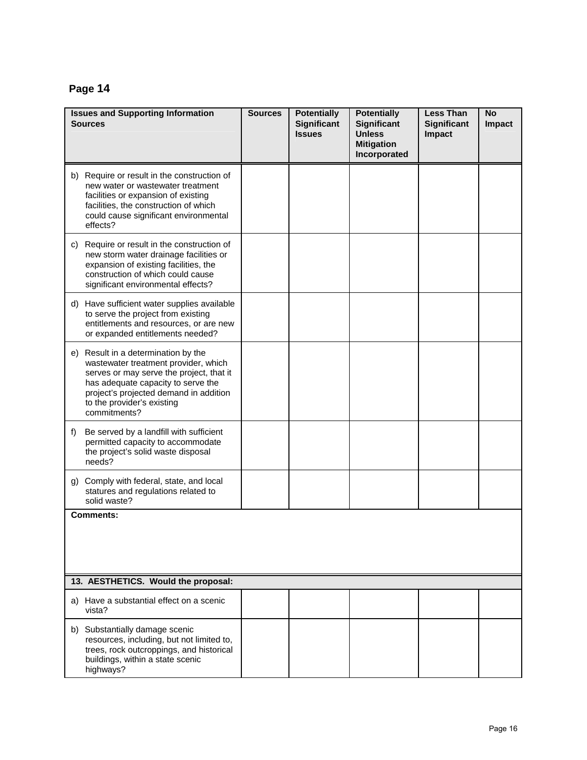**Page 14**

| Issues and Supporting Information Sources | Sources | Potentially Significant Issues | Potentially Significant Unless Mitigation Incorporated | Less Than Significant Impact | No Impact |
|---|---|---|---|---|---|
| b) Require or result in the construction of new water or wastewater treatment facilities or expansion of existing facilities, the construction of which could cause significant environmental effects? | | | | | |
| c) Require or result in the construction of new storm water drainage facilities or expansion of existing facilities, the construction of which could cause significant environmental effects? | | | | | |
| d) Have sufficient water supplies available to serve the project from existing entitlements and resources, or are new or expanded entitlements needed? | | | | | |
| e) Result in a determination by the wastewater treatment provider, which serves or may serve the project, that it has adequate capacity to serve the project's projected demand in addition to the provider's existing commitments? | | | | | |
| f) Be served by a landfill with sufficient permitted capacity to accommodate the project's solid waste disposal needs? | | | | | |
| g) Comply with federal, state, and local statures and regulations related to solid waste? | | | | | |
| **Comments:** | | | | | |
| **13. AESTHETICS. Would the proposal:** | | | | | |
| a) Have a substantial effect on a scenic vista? | | | | | |
| b) Substantially damage scenic resources, including, but not limited to, trees, rock outcroppings, and historical buildings, within a state scenic highways? | | | | | |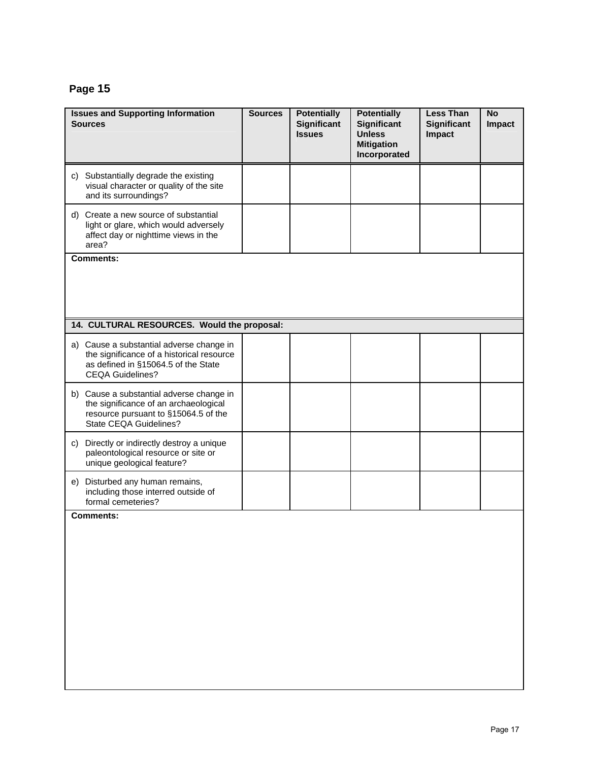**Page 15**

| Issues and Supporting Information Sources | Sources | Potentially Significant Issues | Potentially Significant Unless Mitigation Incorporated | Less Than Significant Impact | No Impact |
|---|---|---|---|---|---|
| c) Substantially degrade the existing visual character or quality of the site and its surroundings? | | | | | |
| d) Create a new source of substantial light or glare, which would adversely affect day or nighttime views in the area? | | | | | |
| **Comments:** | | | | | |
| **14. CULTURAL RESOURCES. Would the proposal:** | | | | | |
| a) Cause a substantial adverse change in the significance of a historical resource as defined in §15064.5 of the State CEQA Guidelines? | | | | | |
| b) Cause a substantial adverse change in the significance of an archaeological resource pursuant to §15064.5 of the State CEQA Guidelines? | | | | | |
| c) Directly or indirectly destroy a unique paleontological resource or site or unique geological feature? | | | | | |
| e) Disturbed any human remains, including those interred outside of formal cemeteries? | | | | | |
| **Comments:** | | | | | |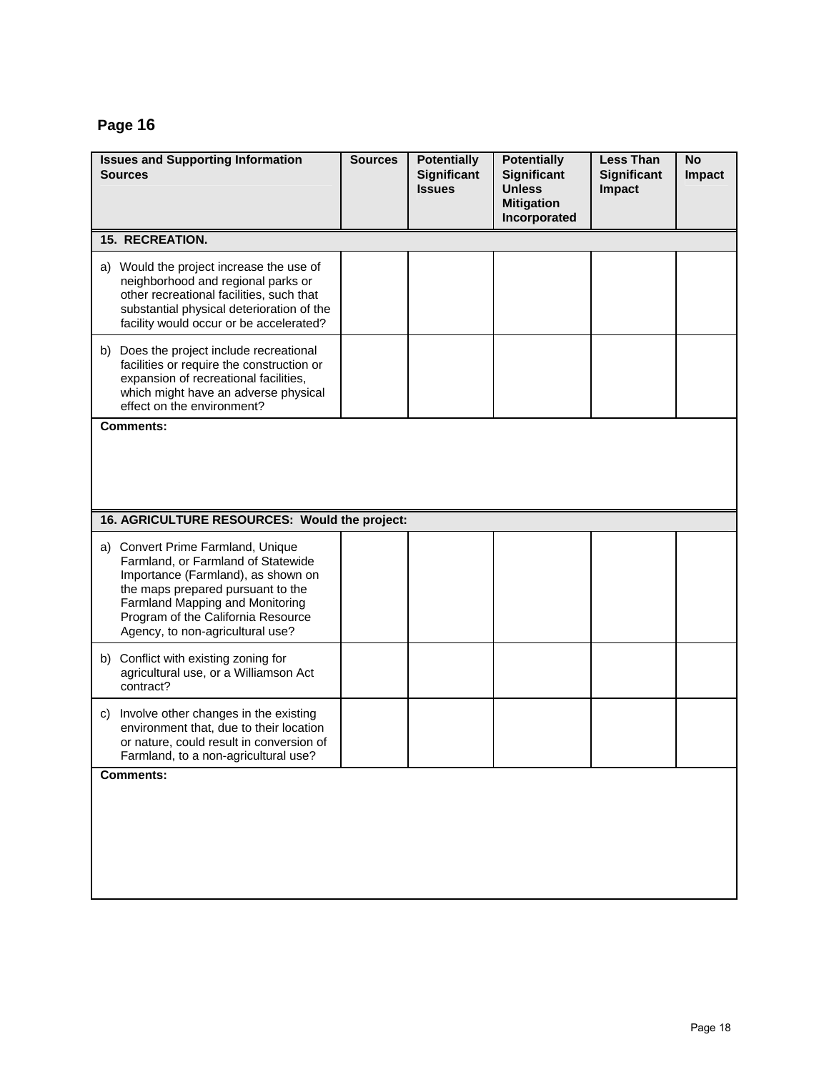## Page 16

| Issues and Supporting Information Sources | Sources | Potentially Significant Issues | Potentially Significant Unless Mitigation Incorporated | Less Than Significant Impact | No Impact |
|---|---|---|---|---|---|
| **15. RECREATION.** | | | | | |
| a) Would the project increase the use of neighborhood and regional parks or other recreational facilities, such that substantial physical deterioration of the facility would occur or be accelerated? | | | | | |
| b) Does the project include recreational facilities or require the construction or expansion of recreational facilities, which might have an adverse physical effect on the environment? | | | | | |
| **Comments:** | | | | | |
| **16. AGRICULTURE RESOURCES: Would the project:** | | | | | |
| a) Convert Prime Farmland, Unique Farmland, or Farmland of Statewide Importance (Farmland), as shown on the maps prepared pursuant to the Farmland Mapping and Monitoring Program of the California Resource Agency, to non-agricultural use? | | | | | |
| b) Conflict with existing zoning for agricultural use, or a Williamson Act contract? | | | | | |
| c) Involve other changes in the existing environment that, due to their location or nature, could result in conversion of Farmland, to a non-agricultural use? | | | | | |
| **Comments:** | | | | | |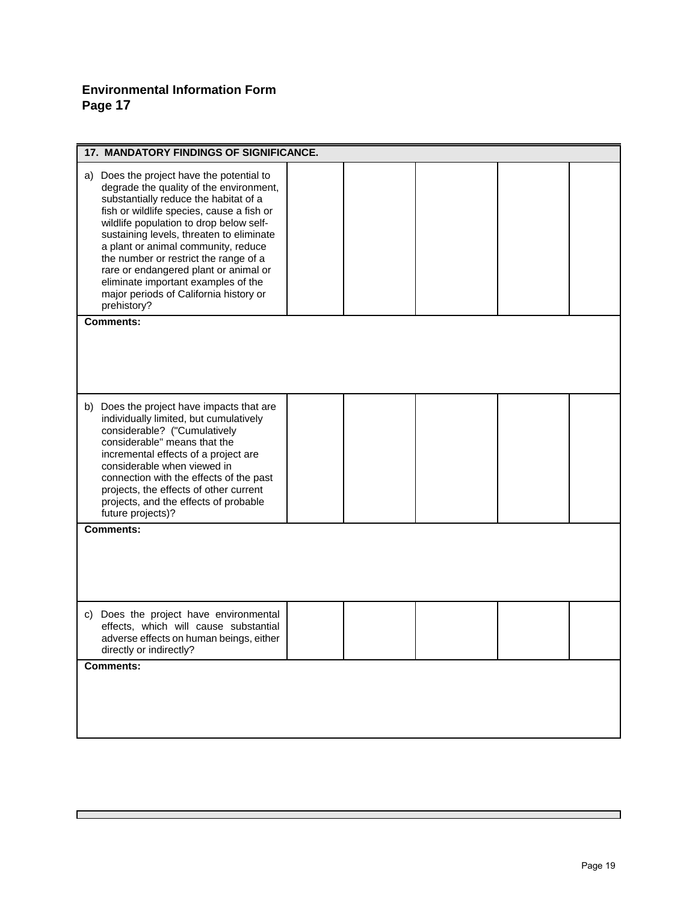**Environmental Information Form**
**Page 17**

| 17. MANDATORY FINDINGS OF SIGNIFICANCE. | | | | | |
|---|---|---|---|---|---|
| a) Does the project have the potential to degrade the quality of the environment, substantially reduce the habitat of a fish or wildlife species, cause a fish or wildlife population to drop below self-sustaining levels, threaten to eliminate a plant or animal community, reduce the number or restrict the range of a rare or endangered plant or animal or eliminate important examples of the major periods of California history or prehistory? | | | | | |
| **Comments:** | | | | | |
| b) Does the project have impacts that are individually limited, but cumulatively considerable? ("Cumulatively considerable" means that the incremental effects of a project are considerable when viewed in connection with the effects of the past projects, the effects of other current projects, and the effects of probable future projects)? | | | | | |
| **Comments:** | | | | | |
| c) Does the project have environmental effects, which will cause substantial adverse effects on human beings, either directly or indirectly? | | | | | |
| **Comments:** | | | | | |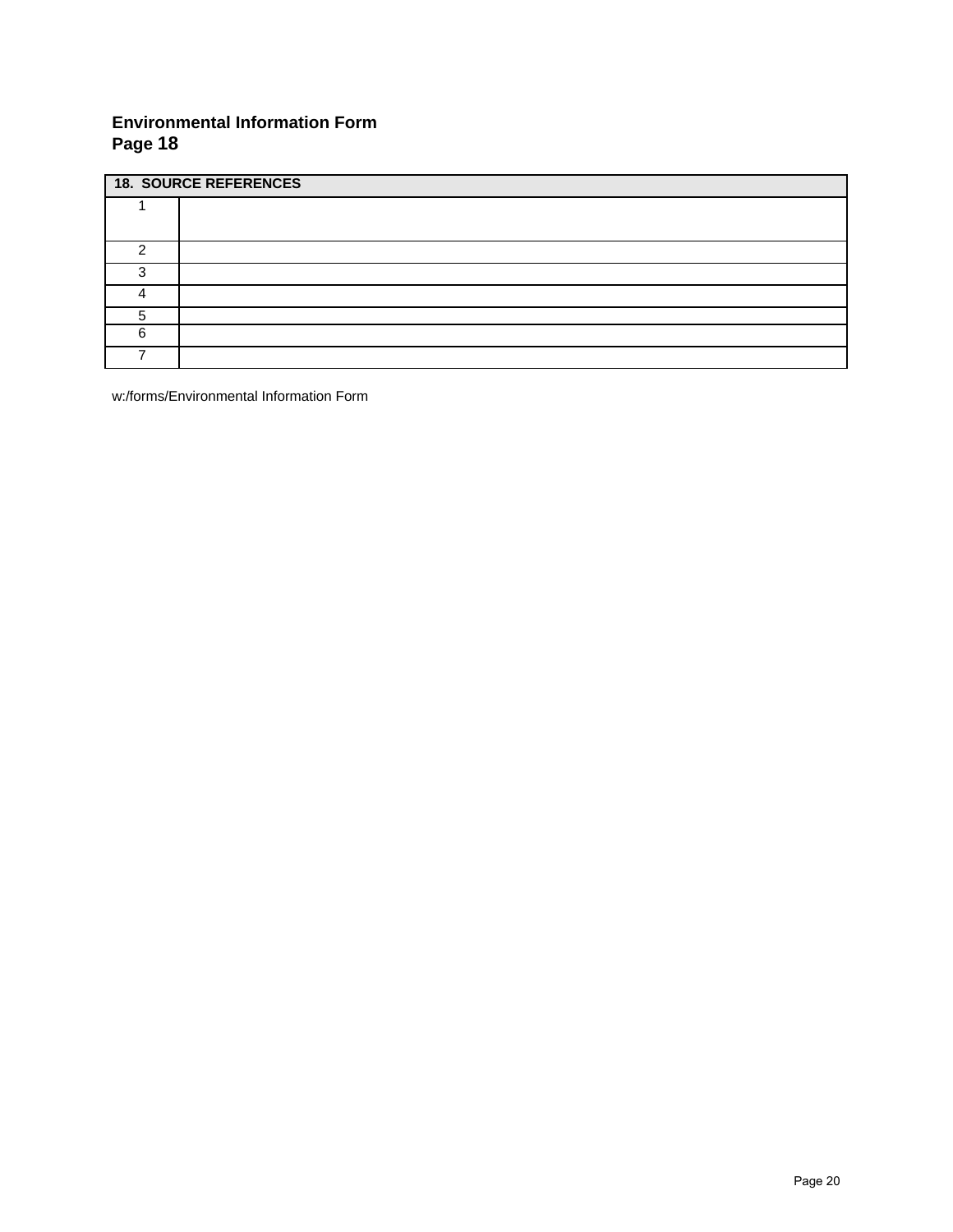**Environmental Information Form**
**Page 18**

| 18. SOURCE REFERENCES | |
|---|---|
| 1 | |
| 2 | |
| 3 | |
| 4 | |
| 5 | |
| 6 | |
| 7 | |

w:/forms/Environmental Information Form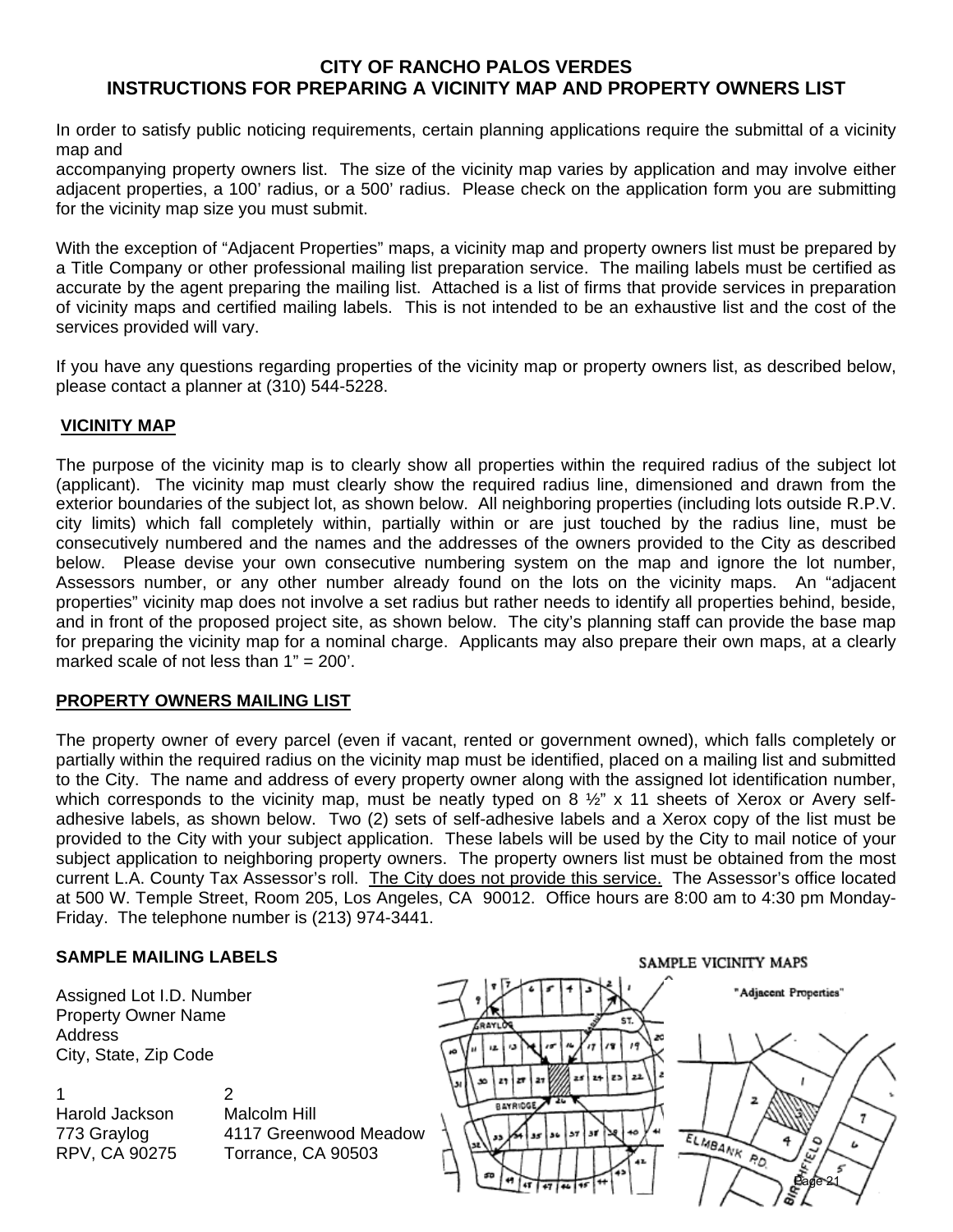## CITY OF RANCHO PALOS VERDES
## INSTRUCTIONS FOR PREPARING A VICINITY MAP AND PROPERTY OWNERS LIST

In order to satisfy public noticing requirements, certain planning applications require the submittal of a vicinity map and accompanying property owners list. The size of the vicinity map varies by application and may involve either adjacent properties, a 100' radius, or a 500' radius. Please check on the application form you are submitting for the vicinity map size you must submit.

With the exception of "Adjacent Properties" maps, a vicinity map and property owners list must be prepared by a Title Company or other professional mailing list preparation service. The mailing labels must be certified as accurate by the agent preparing the mailing list. Attached is a list of firms that provide services in preparation of vicinity maps and certified mailing labels. This is not intended to be an exhaustive list and the cost of the services provided will vary.

If you have any questions regarding properties of the vicinity map or property owners list, as described below, please contact a planner at (310) 544-5228.

### VICINITY MAP

The purpose of the vicinity map is to clearly show all properties within the required radius of the subject lot (applicant). The vicinity map must clearly show the required radius line, dimensioned and drawn from the exterior boundaries of the subject lot, as shown below. All neighboring properties (including lots outside R.P.V. city limits) which fall completely within, partially within or are just touched by the radius line, must be consecutively numbered and the names and the addresses of the owners provided to the City as described below. Please devise your own consecutive numbering system on the map and ignore the lot number, Assessors number, or any other number already found on the lots on the vicinity maps. An "adjacent properties" vicinity map does not involve a set radius but rather needs to identify all properties behind, beside, and in front of the proposed project site, as shown below. The city's planning staff can provide the base map for preparing the vicinity map for a nominal charge. Applicants may also prepare their own maps, at a clearly marked scale of not less than 1" = 200'.

### PROPERTY OWNERS MAILING LIST

The property owner of every parcel (even if vacant, rented or government owned), which falls completely or partially within the required radius on the vicinity map must be identified, placed on a mailing list and submitted to the City. The name and address of every property owner along with the assigned lot identification number, which corresponds to the vicinity map, must be neatly typed on 8 ½" x 11 sheets of Xerox or Avery self-adhesive labels, as shown below. Two (2) sets of self-adhesive labels and a Xerox copy of the list must be provided to the City with your subject application. These labels will be used by the City to mail notice of your subject application to neighboring property owners. The property owners list must be obtained from the most current L.A. County Tax Assessor's roll. The City does not provide this service. The Assessor's office located at 500 W. Temple Street, Room 205, Los Angeles, CA 90012. Office hours are 8:00 am to 4:30 pm Monday-Friday. The telephone number is (213) 974-3441.

### SAMPLE MAILING LABELS

Assigned Lot I.D. Number
Property Owner Name
Address
City, State, Zip Code

| 1 | 2 |
|---|---|
| Harold Jackson | Malcolm Hill |
| 773 Graylog | 4117 Greenwood Meadow |
| RPV, CA 90275 | Torrance, CA 90503 |

SAMPLE VICINITY MAPS

"Adjacent Properties"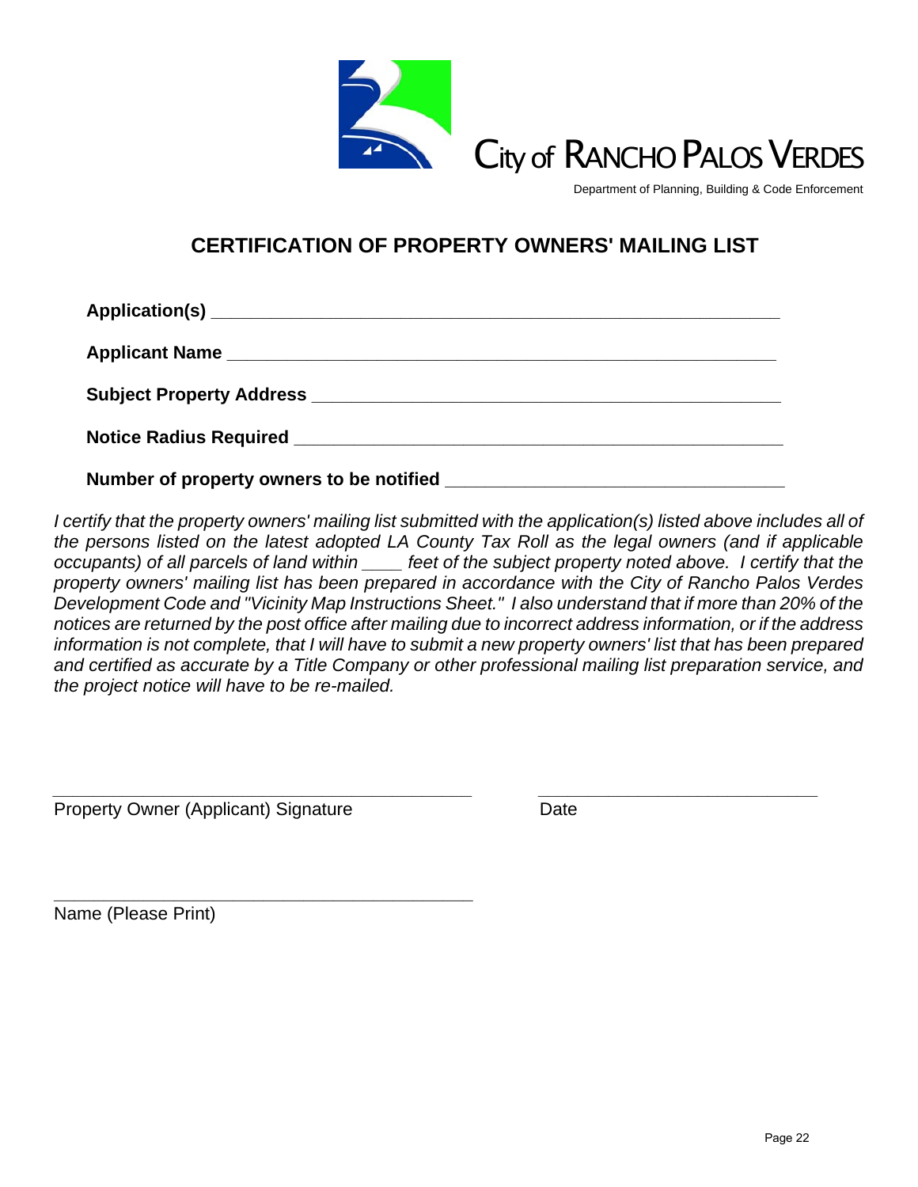City of RANCHO PALOS VERDES

Department of Planning, Building & Code Enforcement

## CERTIFICATION OF PROPERTY OWNERS' MAILING LIST

**Application(s)** ____________________________________________________________

**Applicant Name** __________________________________________________________

**Subject Property Address** ____________________________________________________

**Notice Radius Required** _____________________________________________________

**Number of property owners to be notified** ___________________________________

*I certify that the property owners' mailing list submitted with the application(s) listed above includes all of the persons listed on the latest adopted LA County Tax Roll as the legal owners (and if applicable occupants) of all parcels of land within ____ feet of the subject property noted above. I certify that the property owners' mailing list has been prepared in accordance with the City of Rancho Palos Verdes Development Code and "Vicinity Map Instructions Sheet." I also understand that if more than 20% of the notices are returned by the post office after mailing due to incorrect address information, or if the address information is not complete, that I will have to submit a new property owners' list that has been prepared and certified as accurate by a Title Company or other professional mailing list preparation service, and the project notice will have to be re-mailed.*

_____________________________________________ &nbsp;&nbsp;&nbsp;&nbsp; ______________________________

Property Owner (Applicant) Signature &nbsp;&nbsp;&nbsp;&nbsp; Date

_____________________________________________

Name (Please Print)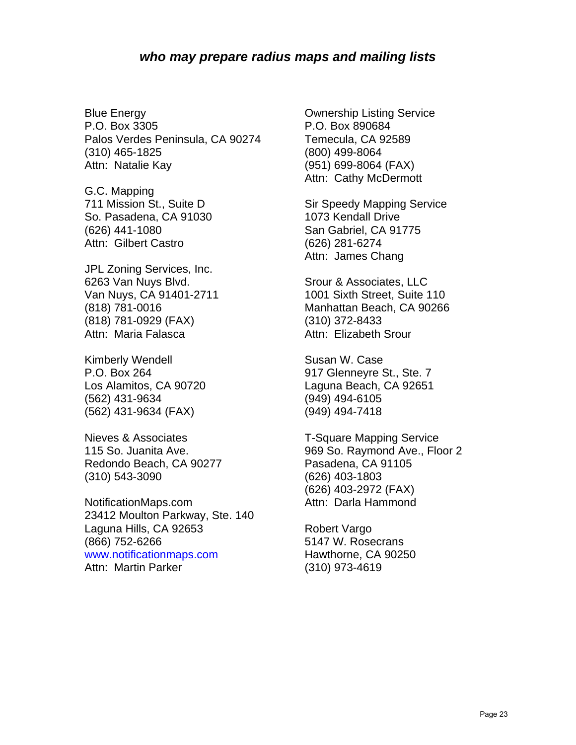## *who may prepare radius maps and mailing lists*

Blue Energy
P.O. Box 3305
Palos Verdes Peninsula, CA 90274
(310) 465-1825
Attn: Natalie Kay

G.C. Mapping
711 Mission St., Suite D
So. Pasadena, CA 91030
(626) 441-1080
Attn: Gilbert Castro

JPL Zoning Services, Inc.
6263 Van Nuys Blvd.
Van Nuys, CA 91401-2711
(818) 781-0016
(818) 781-0929 (FAX)
Attn: Maria Falasca

Kimberly Wendell
P.O. Box 264
Los Alamitos, CA 90720
(562) 431-9634
(562) 431-9634 (FAX)

Nieves & Associates
115 So. Juanita Ave.
Redondo Beach, CA 90277
(310) 543-3090

NotificationMaps.com
23412 Moulton Parkway, Ste. 140
Laguna Hills, CA 92653
(866) 752-6266
[www.notificationmaps.com](http://www.notificationmaps.com)
Attn: Martin Parker

Ownership Listing Service
P.O. Box 890684
Temecula, CA 92589
(800) 499-8064
(951) 699-8064 (FAX)
Attn: Cathy McDermott

Sir Speedy Mapping Service
1073 Kendall Drive
San Gabriel, CA 91775
(626) 281-6274
Attn: James Chang

Srour & Associates, LLC
1001 Sixth Street, Suite 110
Manhattan Beach, CA 90266
(310) 372-8433
Attn: Elizabeth Srour

Susan W. Case
917 Glenneyre St., Ste. 7
Laguna Beach, CA 92651
(949) 494-6105
(949) 494-7418

T-Square Mapping Service
969 So. Raymond Ave., Floor 2
Pasadena, CA 91105
(626) 403-1803
(626) 403-2972 (FAX)
Attn: Darla Hammond

Robert Vargo
5147 W. Rosecrans
Hawthorne, CA 90250
(310) 973-4619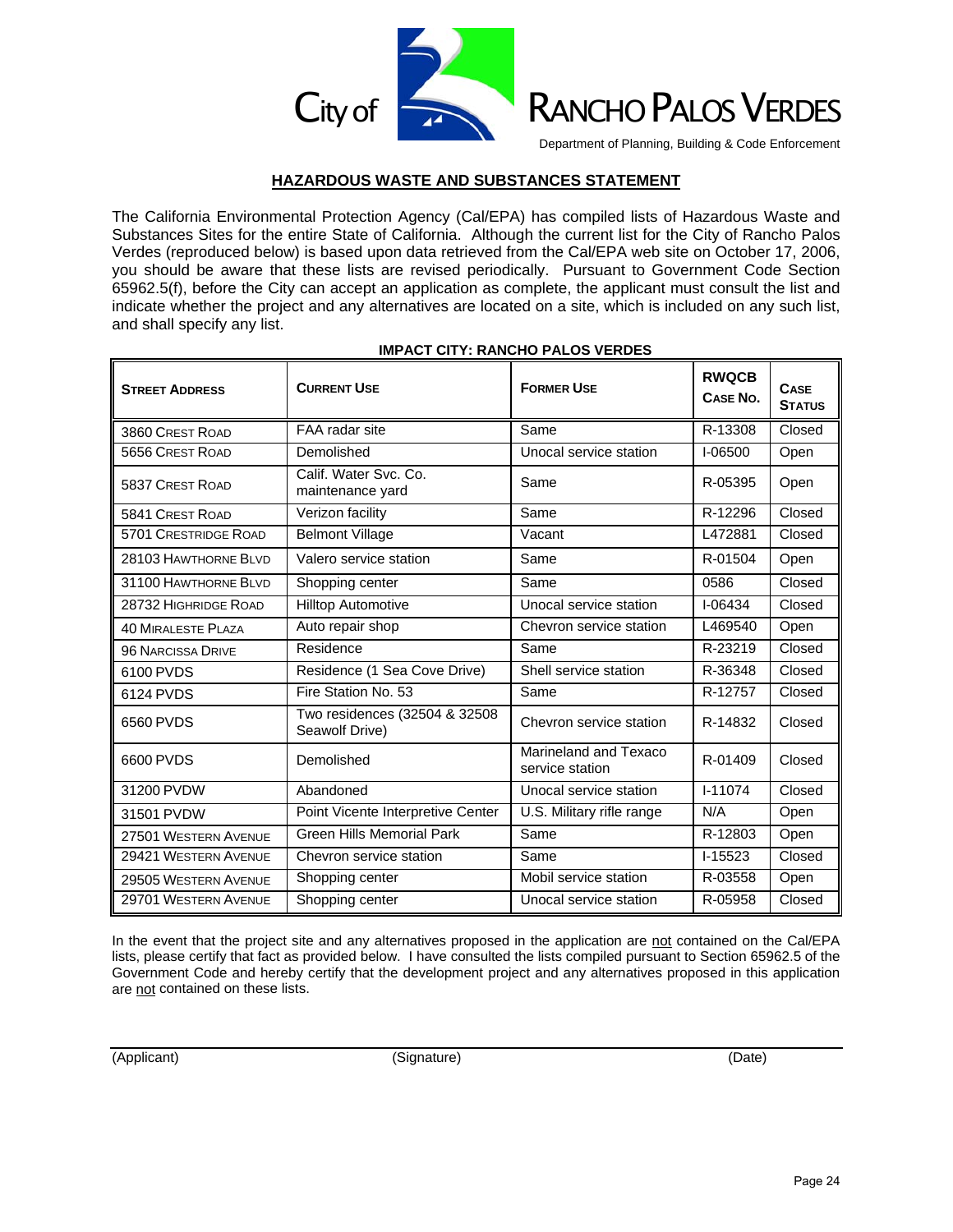City of RANCHO PALOS VERDES

Department of Planning, Building & Code Enforcement

## HAZARDOUS WASTE AND SUBSTANCES STATEMENT

The California Environmental Protection Agency (Cal/EPA) has compiled lists of Hazardous Waste and Substances Sites for the entire State of California. Although the current list for the City of Rancho Palos Verdes (reproduced below) is based upon data retrieved from the Cal/EPA web site on October 17, 2006, you should be aware that these lists are revised periodically. Pursuant to Government Code Section 65962.5(f), before the City can accept an application as complete, the applicant must consult the list and indicate whether the project and any alternatives are located on a site, which is included on any such list, and shall specify any list.

**IMPACT CITY: RANCHO PALOS VERDES**

| STREET ADDRESS | CURRENT USE | FORMER USE | RWQCB CASE NO. | CASE STATUS |
|---|---|---|---|---|
| 3860 CREST ROAD | FAA radar site | Same | R-13308 | Closed |
| 5656 CREST ROAD | Demolished | Unocal service station | I-06500 | Open |
| 5837 CREST ROAD | Calif. Water Svc. Co. maintenance yard | Same | R-05395 | Open |
| 5841 CREST ROAD | Verizon facility | Same | R-12296 | Closed |
| 5701 CRESTRIDGE ROAD | Belmont Village | Vacant | L472881 | Closed |
| 28103 HAWTHORNE BLVD | Valero service station | Same | R-01504 | Open |
| 31100 HAWTHORNE BLVD | Shopping center | Same | 0586 | Closed |
| 28732 HIGHRIDGE ROAD | Hilltop Automotive | Unocal service station | I-06434 | Closed |
| 40 MIRALESTE PLAZA | Auto repair shop | Chevron service station | L469540 | Open |
| 96 NARCISSA DRIVE | Residence | Same | R-23219 | Closed |
| 6100 PVDS | Residence (1 Sea Cove Drive) | Shell service station | R-36348 | Closed |
| 6124 PVDS | Fire Station No. 53 | Same | R-12757 | Closed |
| 6560 PVDS | Two residences (32504 & 32508 Seawolf Drive) | Chevron service station | R-14832 | Closed |
| 6600 PVDS | Demolished | Marineland and Texaco service station | R-01409 | Closed |
| 31200 PVDW | Abandoned | Unocal service station | I-11074 | Closed |
| 31501 PVDW | Point Vicente Interpretive Center | U.S. Military rifle range | N/A | Open |
| 27501 WESTERN AVENUE | Green Hills Memorial Park | Same | R-12803 | Open |
| 29421 WESTERN AVENUE | Chevron service station | Same | I-15523 | Closed |
| 29505 WESTERN AVENUE | Shopping center | Mobil service station | R-03558 | Open |
| 29701 WESTERN AVENUE | Shopping center | Unocal service station | R-05958 | Closed |

In the event that the project site and any alternatives proposed in the application are not contained on the Cal/EPA lists, please certify that fact as provided below. I have consulted the lists compiled pursuant to Section 65962.5 of the Government Code and hereby certify that the development project and any alternatives proposed in this application are not contained on these lists.

(Applicant) (Signature) (Date)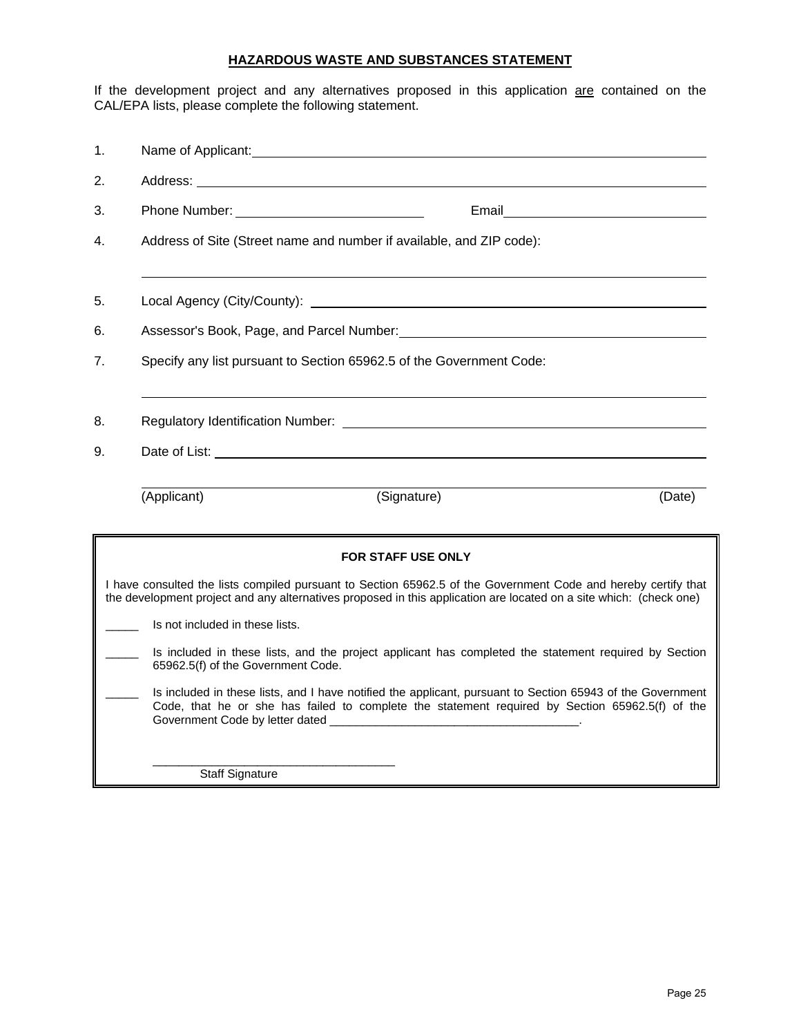## HAZARDOUS WASTE AND SUBSTANCES STATEMENT

If the development project and any alternatives proposed in this application are contained on the CAL/EPA lists, please complete the following statement.

1. Name of Applicant: ____________________
2. Address: ____________________
3. Phone Number: ____________________ Email ____________________
4. Address of Site (Street name and number if available, and ZIP code):

   ____________________
5. Local Agency (City/County): ____________________
6. Assessor's Book, Page, and Parcel Number: ____________________
7. Specify any list pursuant to Section 65962.5 of the Government Code:

   ____________________
8. Regulatory Identification Number: ____________________
9. Date of List: ____________________

____________________

(Applicant) (Signature) (Date)

---

**FOR STAFF USE ONLY**

I have consulted the lists compiled pursuant to Section 65962.5 of the Government Code and hereby certify that the development project and any alternatives proposed in this application are located on a site which: (check one)

_____ Is not included in these lists.

_____ Is included in these lists, and the project applicant has completed the statement required by Section 65962.5(f) of the Government Code.

_____ Is included in these lists, and I have notified the applicant, pursuant to Section 65943 of the Government Code, that he or she has failed to complete the statement required by Section 65962.5(f) of the Government Code by letter dated ______________________________________.

____________________________________

Staff Signature